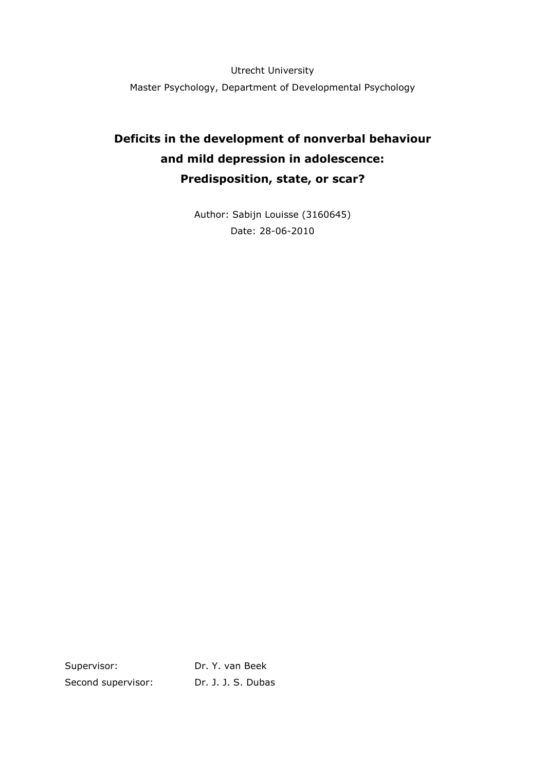Utrecht University

Master Psychology, Department of Developmental Psychology

# Deficits in the development of nonverbal behaviour and mild depression in adolescence: Predisposition, state, or scar?

Author: Sabijn Louisse (3160645)

Date: 28-06-2010

Supervisor: Dr. Y. van Beek

Second supervisor: Dr. J. J. S. Dubas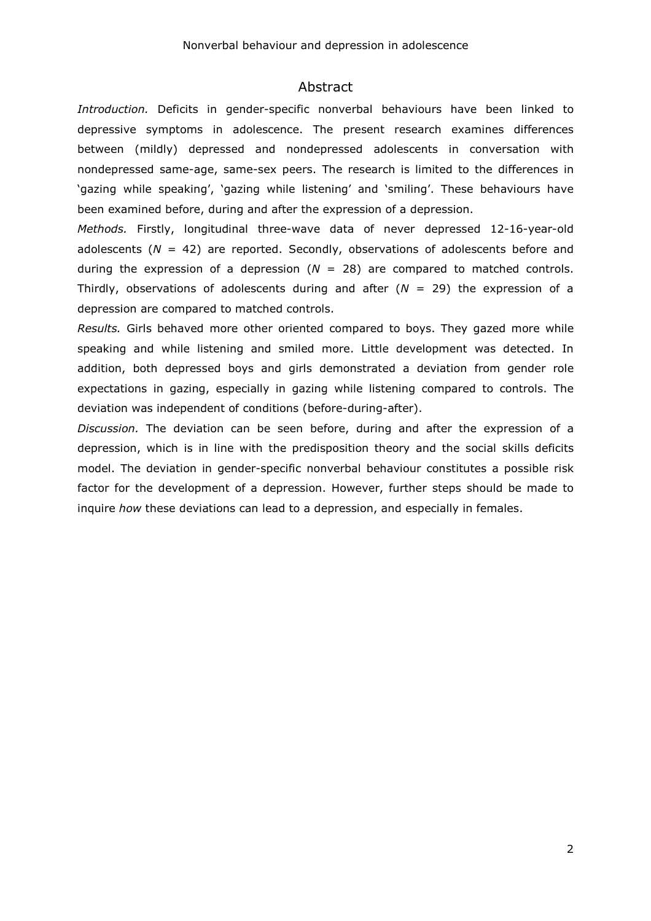## Abstract

*Introduction.* Deficits in gender-specific nonverbal behaviours have been linked to depressive symptoms in adolescence. The present research examines differences between (mildly) depressed and nondepressed adolescents in conversation with nondepressed same-age, same-sex peers. The research is limited to the differences in 'gazing while speaking', 'gazing while listening' and 'smiling'. These behaviours have been examined before, during and after the expression of a depression.

*Methods.* Firstly, longitudinal three-wave data of never depressed 12-16-year-old adolescents ($N$ = 42) are reported. Secondly, observations of adolescents before and during the expression of a depression ($N$ = 28) are compared to matched controls. Thirdly, observations of adolescents during and after ($N$ = 29) the expression of a depression are compared to matched controls.

*Results.* Girls behaved more other oriented compared to boys. They gazed more while speaking and while listening and smiled more. Little development was detected. In addition, both depressed boys and girls demonstrated a deviation from gender role expectations in gazing, especially in gazing while listening compared to controls. The deviation was independent of conditions (before-during-after).

*Discussion.* The deviation can be seen before, during and after the expression of a depression, which is in line with the predisposition theory and the social skills deficits model. The deviation in gender-specific nonverbal behaviour constitutes a possible risk factor for the development of a depression. However, further steps should be made to inquire *how* these deviations can lead to a depression, and especially in females.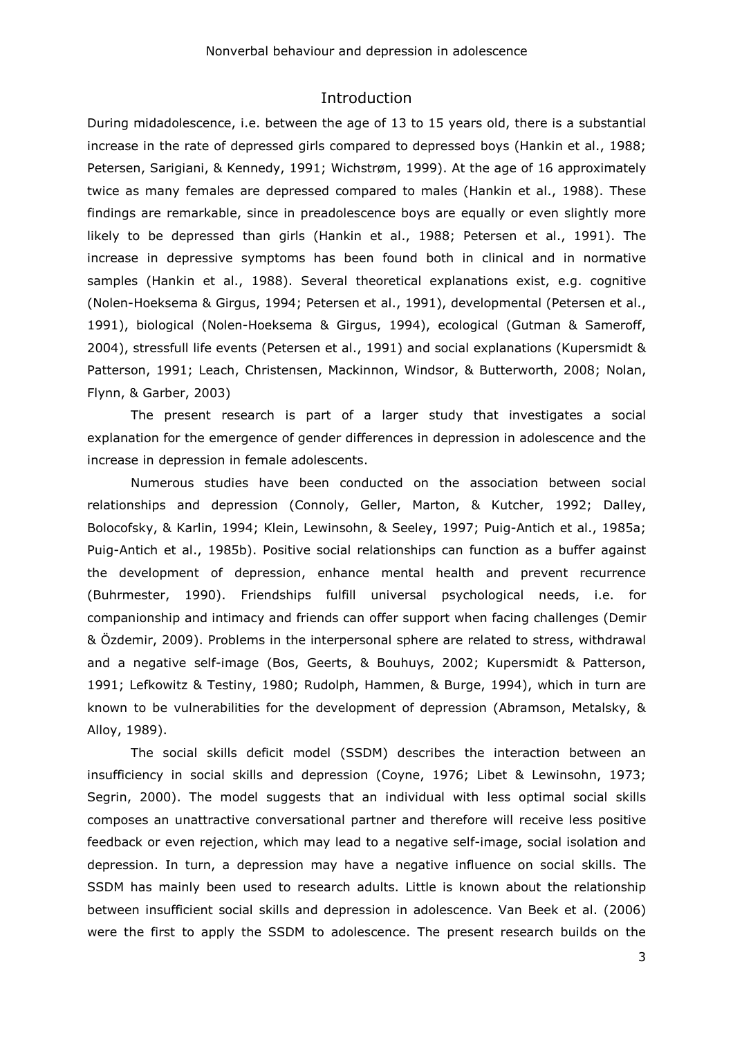# Introduction

During midadolescence, i.e. between the age of 13 to 15 years old, there is a substantial increase in the rate of depressed girls compared to depressed boys (Hankin et al., 1988; Petersen, Sarigiani, & Kennedy, 1991; Wichstrøm, 1999). At the age of 16 approximately twice as many females are depressed compared to males (Hankin et al., 1988). These findings are remarkable, since in preadolescence boys are equally or even slightly more likely to be depressed than girls (Hankin et al., 1988; Petersen et al., 1991). The increase in depressive symptoms has been found both in clinical and in normative samples (Hankin et al., 1988). Several theoretical explanations exist, e.g. cognitive (Nolen-Hoeksema & Girgus, 1994; Petersen et al., 1991), developmental (Petersen et al., 1991), biological (Nolen-Hoeksema & Girgus, 1994), ecological (Gutman & Sameroff, 2004), stressfull life events (Petersen et al., 1991) and social explanations (Kupersmidt & Patterson, 1991; Leach, Christensen, Mackinnon, Windsor, & Butterworth, 2008; Nolan, Flynn, & Garber, 2003)

The present research is part of a larger study that investigates a social explanation for the emergence of gender differences in depression in adolescence and the increase in depression in female adolescents.

Numerous studies have been conducted on the association between social relationships and depression (Connoly, Geller, Marton, & Kutcher, 1992; Dalley, Bolocofsky, & Karlin, 1994; Klein, Lewinsohn, & Seeley, 1997; Puig-Antich et al., 1985a; Puig-Antich et al., 1985b). Positive social relationships can function as a buffer against the development of depression, enhance mental health and prevent recurrence (Buhrmester, 1990). Friendships fulfill universal psychological needs, i.e. for companionship and intimacy and friends can offer support when facing challenges (Demir & Özdemir, 2009). Problems in the interpersonal sphere are related to stress, withdrawal and a negative self-image (Bos, Geerts, & Bouhuys, 2002; Kupersmidt & Patterson, 1991; Lefkowitz & Testiny, 1980; Rudolph, Hammen, & Burge, 1994), which in turn are known to be vulnerabilities for the development of depression (Abramson, Metalsky, & Alloy, 1989).

The social skills deficit model (SSDM) describes the interaction between an insufficiency in social skills and depression (Coyne, 1976; Libet & Lewinsohn, 1973; Segrin, 2000). The model suggests that an individual with less optimal social skills composes an unattractive conversational partner and therefore will receive less positive feedback or even rejection, which may lead to a negative self-image, social isolation and depression. In turn, a depression may have a negative influence on social skills. The SSDM has mainly been used to research adults. Little is known about the relationship between insufficient social skills and depression in adolescence. Van Beek et al. (2006) were the first to apply the SSDM to adolescence. The present research builds on the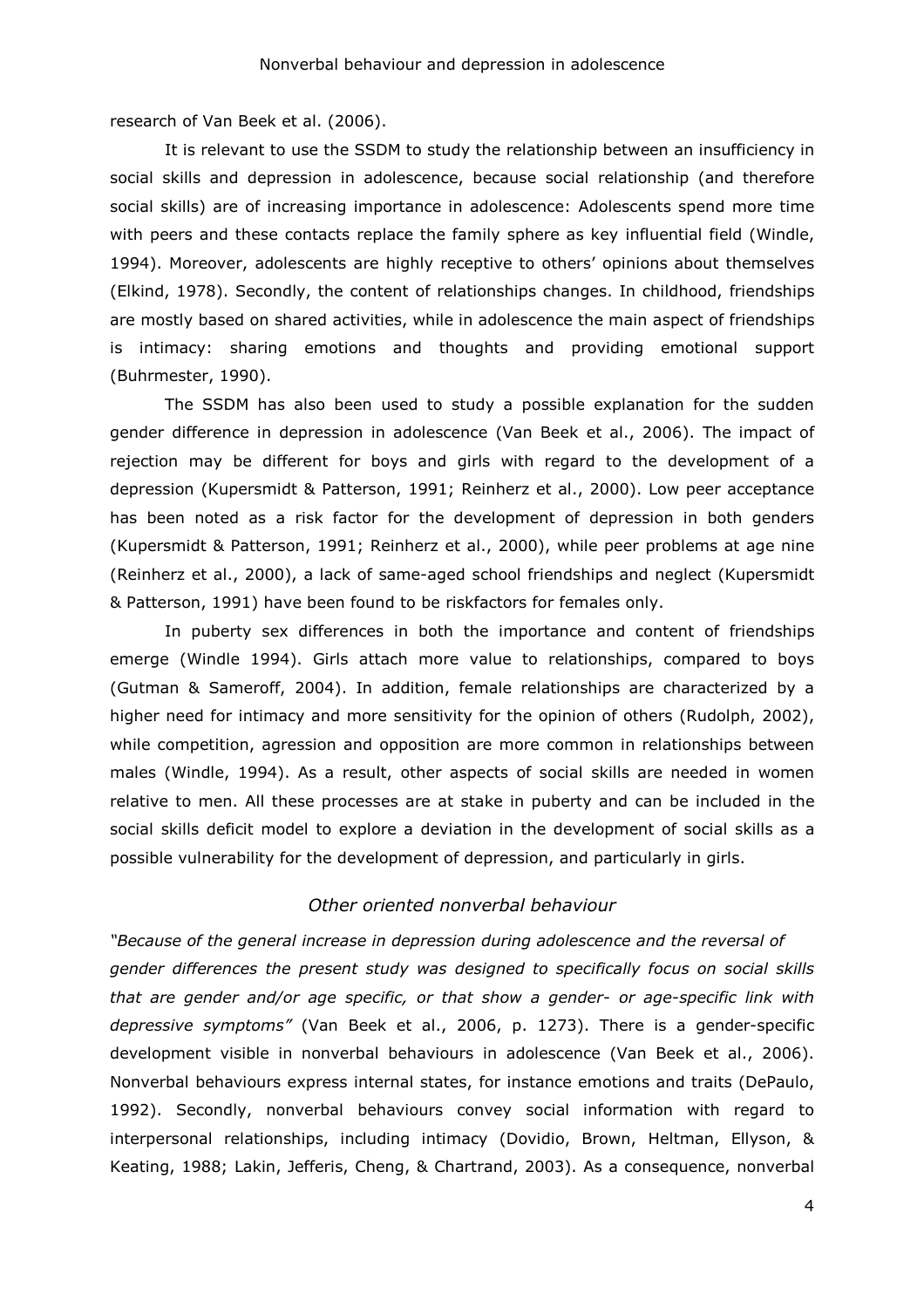research of Van Beek et al. (2006).

It is relevant to use the SSDM to study the relationship between an insufficiency in social skills and depression in adolescence, because social relationship (and therefore social skills) are of increasing importance in adolescence: Adolescents spend more time with peers and these contacts replace the family sphere as key influential field (Windle, 1994). Moreover, adolescents are highly receptive to others' opinions about themselves (Elkind, 1978). Secondly, the content of relationships changes. In childhood, friendships are mostly based on shared activities, while in adolescence the main aspect of friendships is intimacy: sharing emotions and thoughts and providing emotional support (Buhrmester, 1990).

The SSDM has also been used to study a possible explanation for the sudden gender difference in depression in adolescence (Van Beek et al., 2006). The impact of rejection may be different for boys and girls with regard to the development of a depression (Kupersmidt & Patterson, 1991; Reinherz et al., 2000). Low peer acceptance has been noted as a risk factor for the development of depression in both genders (Kupersmidt & Patterson, 1991; Reinherz et al., 2000), while peer problems at age nine (Reinherz et al., 2000), a lack of same-aged school friendships and neglect (Kupersmidt & Patterson, 1991) have been found to be riskfactors for females only.

In puberty sex differences in both the importance and content of friendships emerge (Windle 1994). Girls attach more value to relationships, compared to boys (Gutman & Sameroff, 2004). In addition, female relationships are characterized by a higher need for intimacy and more sensitivity for the opinion of others (Rudolph, 2002), while competition, agression and opposition are more common in relationships between males (Windle, 1994). As a result, other aspects of social skills are needed in women relative to men. All these processes are at stake in puberty and can be included in the social skills deficit model to explore a deviation in the development of social skills as a possible vulnerability for the development of depression, and particularly in girls.

### *Other oriented nonverbal behaviour*

*"Because of the general increase in depression during adolescence and the reversal of gender differences the present study was designed to specifically focus on social skills that are gender and/or age specific, or that show a gender- or age-specific link with depressive symptoms"* (Van Beek et al., 2006, p. 1273). There is a gender-specific development visible in nonverbal behaviours in adolescence (Van Beek et al., 2006). Nonverbal behaviours express internal states, for instance emotions and traits (DePaulo, 1992). Secondly, nonverbal behaviours convey social information with regard to interpersonal relationships, including intimacy (Dovidio, Brown, Heltman, Ellyson, & Keating, 1988; Lakin, Jefferis, Cheng, & Chartrand, 2003). As a consequence, nonverbal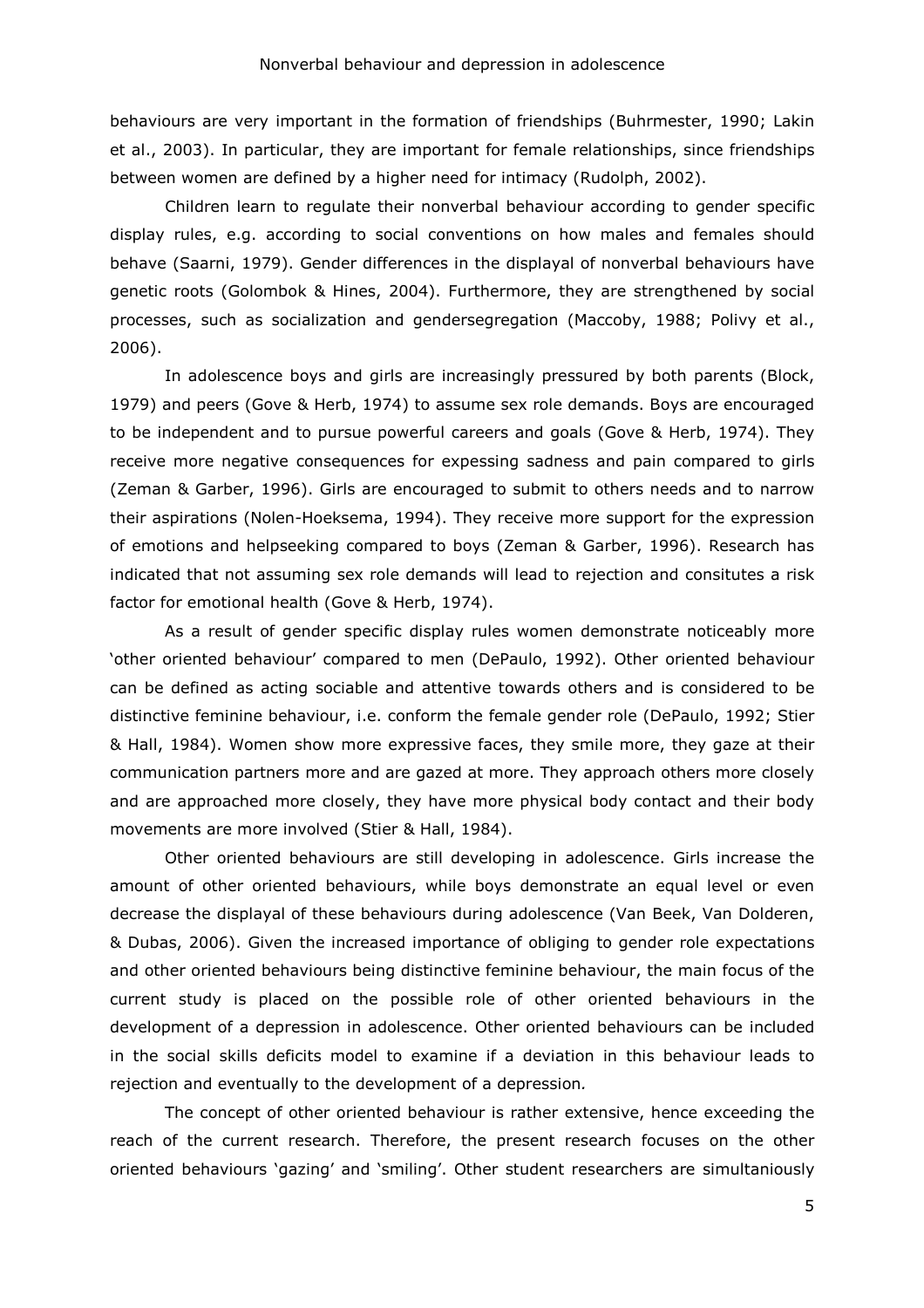behaviours are very important in the formation of friendships (Buhrmester, 1990; Lakin et al., 2003). In particular, they are important for female relationships, since friendships between women are defined by a higher need for intimacy (Rudolph, 2002).

Children learn to regulate their nonverbal behaviour according to gender specific display rules, e.g. according to social conventions on how males and females should behave (Saarni, 1979). Gender differences in the displayal of nonverbal behaviours have genetic roots (Golombok & Hines, 2004). Furthermore, they are strengthened by social processes, such as socialization and gendersegregation (Maccoby, 1988; Polivy et al., 2006).

In adolescence boys and girls are increasingly pressured by both parents (Block, 1979) and peers (Gove & Herb, 1974) to assume sex role demands. Boys are encouraged to be independent and to pursue powerful careers and goals (Gove & Herb, 1974). They receive more negative consequences for expessing sadness and pain compared to girls (Zeman & Garber, 1996). Girls are encouraged to submit to others needs and to narrow their aspirations (Nolen-Hoeksema, 1994). They receive more support for the expression of emotions and helpseeking compared to boys (Zeman & Garber, 1996). Research has indicated that not assuming sex role demands will lead to rejection and consitutes a risk factor for emotional health (Gove & Herb, 1974).

As a result of gender specific display rules women demonstrate noticeably more 'other oriented behaviour' compared to men (DePaulo, 1992). Other oriented behaviour can be defined as acting sociable and attentive towards others and is considered to be distinctive feminine behaviour, i.e. conform the female gender role (DePaulo, 1992; Stier & Hall, 1984). Women show more expressive faces, they smile more, they gaze at their communication partners more and are gazed at more. They approach others more closely and are approached more closely, they have more physical body contact and their body movements are more involved (Stier & Hall, 1984).

Other oriented behaviours are still developing in adolescence. Girls increase the amount of other oriented behaviours, while boys demonstrate an equal level or even decrease the displayal of these behaviours during adolescence (Van Beek, Van Dolderen, & Dubas, 2006). Given the increased importance of obliging to gender role expectations and other oriented behaviours being distinctive feminine behaviour, the main focus of the current study is placed on the possible role of other oriented behaviours in the development of a depression in adolescence. Other oriented behaviours can be included in the social skills deficits model to examine if a deviation in this behaviour leads to rejection and eventually to the development of a depression.

The concept of other oriented behaviour is rather extensive, hence exceeding the reach of the current research. Therefore, the present research focuses on the other oriented behaviours 'gazing' and 'smiling'. Other student researchers are simultaniously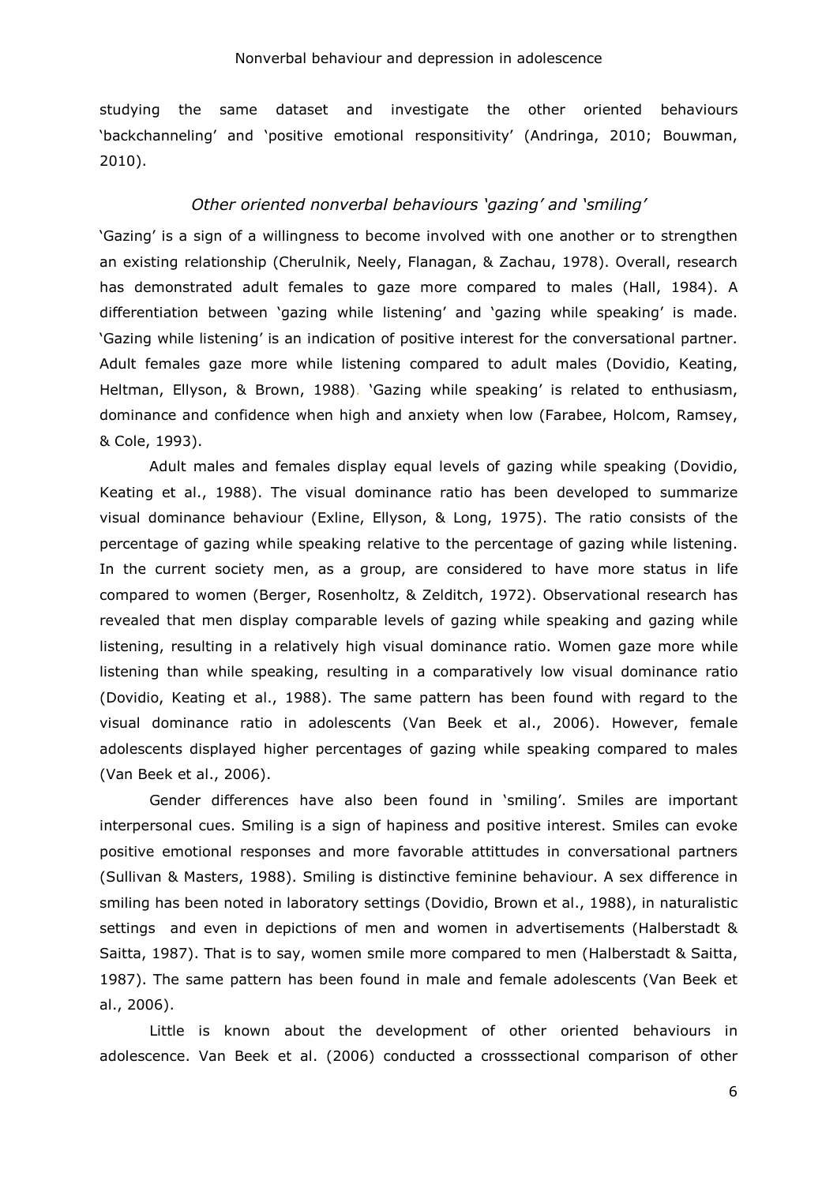studying the same dataset and investigate the other oriented behaviours 'backchanneling' and 'positive emotional responsitivity' (Andringa, 2010; Bouwman, 2010).

### *Other oriented nonverbal behaviours 'gazing' and 'smiling'*

'Gazing' is a sign of a willingness to become involved with one another or to strengthen an existing relationship (Cherulnik, Neely, Flanagan, & Zachau, 1978). Overall, research has demonstrated adult females to gaze more compared to males (Hall, 1984). A differentiation between 'gazing while listening' and 'gazing while speaking' is made. 'Gazing while listening' is an indication of positive interest for the conversational partner. Adult females gaze more while listening compared to adult males (Dovidio, Keating, Heltman, Ellyson, & Brown, 1988). 'Gazing while speaking' is related to enthusiasm, dominance and confidence when high and anxiety when low (Farabee, Holcom, Ramsey, & Cole, 1993).

Adult males and females display equal levels of gazing while speaking (Dovidio, Keating et al., 1988). The visual dominance ratio has been developed to summarize visual dominance behaviour (Exline, Ellyson, & Long, 1975). The ratio consists of the percentage of gazing while speaking relative to the percentage of gazing while listening. In the current society men, as a group, are considered to have more status in life compared to women (Berger, Rosenholtz, & Zelditch, 1972). Observational research has revealed that men display comparable levels of gazing while speaking and gazing while listening, resulting in a relatively high visual dominance ratio. Women gaze more while listening than while speaking, resulting in a comparatively low visual dominance ratio (Dovidio, Keating et al., 1988). The same pattern has been found with regard to the visual dominance ratio in adolescents (Van Beek et al., 2006). However, female adolescents displayed higher percentages of gazing while speaking compared to males (Van Beek et al., 2006).

Gender differences have also been found in 'smiling'. Smiles are important interpersonal cues. Smiling is a sign of hapiness and positive interest. Smiles can evoke positive emotional responses and more favorable attititudes in conversational partners (Sullivan & Masters, 1988). Smiling is distinctive feminine behaviour. A sex difference in smiling has been noted in laboratory settings (Dovidio, Brown et al., 1988), in naturalistic settings and even in depictions of men and women in advertisements (Halberstadt & Saitta, 1987). That is to say, women smile more compared to men (Halberstadt & Saitta, 1987). The same pattern has been found in male and female adolescents (Van Beek et al., 2006).

Little is known about the development of other oriented behaviours in adolescence. Van Beek et al. (2006) conducted a crosssectional comparison of other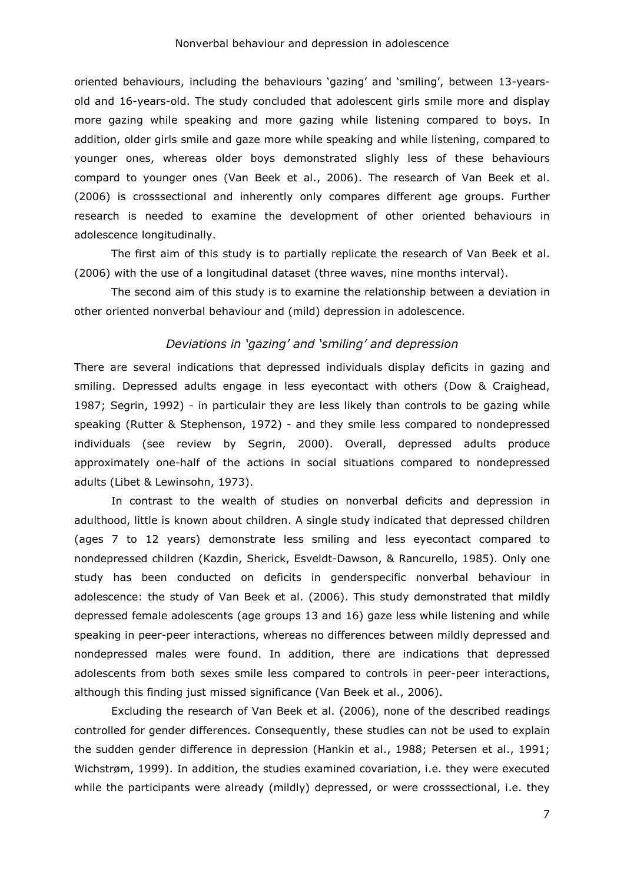oriented behaviours, including the behaviours 'gazing' and 'smiling', between 13-years-old and 16-years-old. The study concluded that adolescent girls smile more and display more gazing while speaking and more gazing while listening compared to boys. In addition, older girls smile and gaze more while speaking and while listening, compared to younger ones, whereas older boys demonstrated slighly less of these behaviours compard to younger ones (Van Beek et al., 2006). The research of Van Beek et al. (2006) is crosssectional and inherently only compares different age groups. Further research is needed to examine the development of other oriented behaviours in adolescence longitudinally.

The first aim of this study is to partially replicate the research of Van Beek et al. (2006) with the use of a longitudinal dataset (three waves, nine months interval).

The second aim of this study is to examine the relationship between a deviation in other oriented nonverbal behaviour and (mild) depression in adolescence.

### *Deviations in 'gazing' and 'smiling' and depression*

There are several indications that depressed individuals display deficits in gazing and smiling. Depressed adults engage in less eyecontact with others (Dow & Craighead, 1987; Segrin, 1992) - in particulair they are less likely than controls to be gazing while speaking (Rutter & Stephenson, 1972) - and they smile less compared to nondepressed individuals (see review by Segrin, 2000). Overall, depressed adults produce approximately one-half of the actions in social situations compared to nondepressed adults (Libet & Lewinsohn, 1973).

In contrast to the wealth of studies on nonverbal deficits and depression in adulthood, little is known about children. A single study indicated that depressed children (ages 7 to 12 years) demonstrate less smiling and less eyecontact compared to nondepressed children (Kazdin, Sherick, Esveldt-Dawson, & Rancurello, 1985). Only one study has been conducted on deficits in genderspecific nonverbal behaviour in adolescence: the study of Van Beek et al. (2006). This study demonstrated that mildly depressed female adolescents (age groups 13 and 16) gaze less while listening and while speaking in peer-peer interactions, whereas no differences between mildly depressed and nondepressed males were found. In addition, there are indications that depressed adolescents from both sexes smile less compared to controls in peer-peer interactions, although this finding just missed significance (Van Beek et al., 2006).

Excluding the research of Van Beek et al. (2006), none of the described readings controlled for gender differences. Consequently, these studies can not be used to explain the sudden gender difference in depression (Hankin et al., 1988; Petersen et al., 1991; Wichstrøm, 1999). In addition, the studies examined covariation, i.e. they were executed while the participants were already (mildly) depressed, or were crosssectional, i.e. they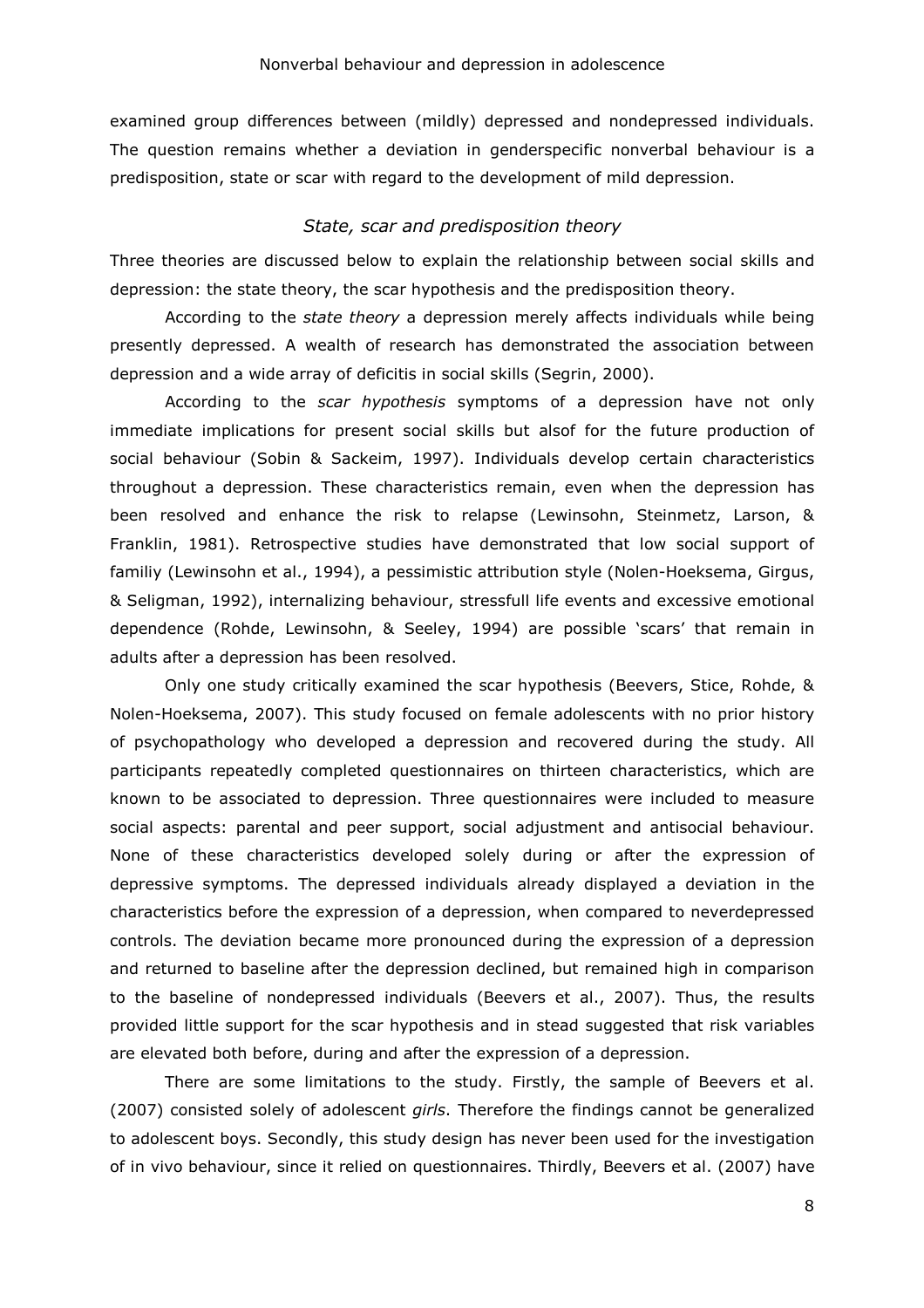examined group differences between (mildly) depressed and nondepressed individuals. The question remains whether a deviation in genderspecific nonverbal behaviour is a predisposition, state or scar with regard to the development of mild depression.

### *State, scar and predisposition theory*

Three theories are discussed below to explain the relationship between social skills and depression: the state theory, the scar hypothesis and the predisposition theory.

According to the *state theory* a depression merely affects individuals while being presently depressed. A wealth of research has demonstrated the association between depression and a wide array of deficitis in social skills (Segrin, 2000).

According to the *scar hypothesis* symptoms of a depression have not only immediate implications for present social skills but alsof for the future production of social behaviour (Sobin & Sackeim, 1997). Individuals develop certain characteristics throughout a depression. These characteristics remain, even when the depression has been resolved and enhance the risk to relapse (Lewinsohn, Steinmetz, Larson, & Franklin, 1981). Retrospective studies have demonstrated that low social support of familiy (Lewinsohn et al., 1994), a pessimistic attribution style (Nolen-Hoeksema, Girgus, & Seligman, 1992), internalizing behaviour, stressfull life events and excessive emotional dependence (Rohde, Lewinsohn, & Seeley, 1994) are possible 'scars' that remain in adults after a depression has been resolved.

Only one study critically examined the scar hypothesis (Beevers, Stice, Rohde, & Nolen-Hoeksema, 2007). This study focused on female adolescents with no prior history of psychopathology who developed a depression and recovered during the study. All participants repeatedly completed questionnaires on thirteen characteristics, which are known to be associated to depression. Three questionnaires were included to measure social aspects: parental and peer support, social adjustment and antisocial behaviour. None of these characteristics developed solely during or after the expression of depressive symptoms. The depressed individuals already displayed a deviation in the characteristics before the expression of a depression, when compared to neverdepressed controls. The deviation became more pronounced during the expression of a depression and returned to baseline after the depression declined, but remained high in comparison to the baseline of nondepressed individuals (Beevers et al., 2007). Thus, the results provided little support for the scar hypothesis and in stead suggested that risk variables are elevated both before, during and after the expression of a depression.

There are some limitations to the study. Firstly, the sample of Beevers et al. (2007) consisted solely of adolescent *girls*. Therefore the findings cannot be generalized to adolescent boys. Secondly, this study design has never been used for the investigation of in vivo behaviour, since it relied on questionnaires. Thirdly, Beevers et al. (2007) have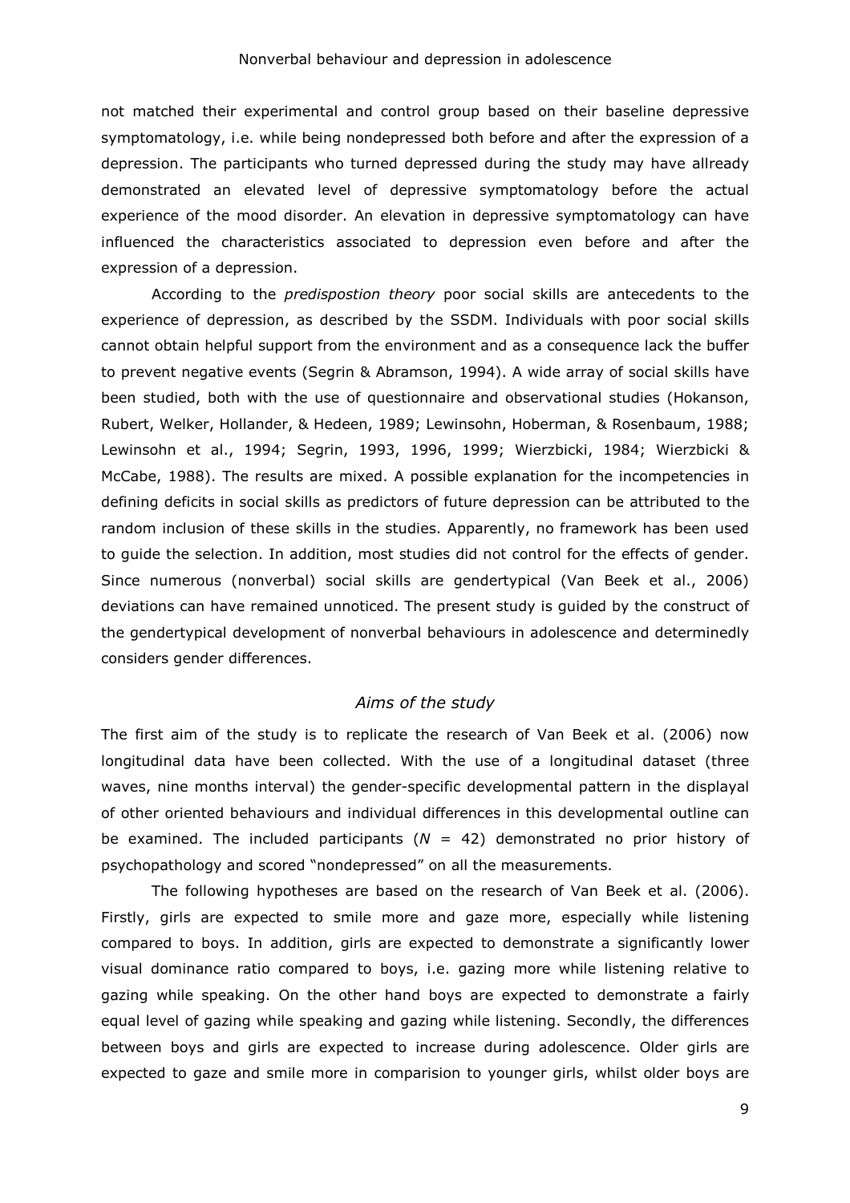not matched their experimental and control group based on their baseline depressive symptomatology, i.e. while being nondepressed both before and after the expression of a depression. The participants who turned depressed during the study may have allready demonstrated an elevated level of depressive symptomatology before the actual experience of the mood disorder. An elevation in depressive symptomatology can have influenced the characteristics associated to depression even before and after the expression of a depression.

According to the *predispostion theory* poor social skills are antecedents to the experience of depression, as described by the SSDM. Individuals with poor social skills cannot obtain helpful support from the environment and as a consequence lack the buffer to prevent negative events (Segrin & Abramson, 1994). A wide array of social skills have been studied, both with the use of questionnaire and observational studies (Hokanson, Rubert, Welker, Hollander, & Hedeen, 1989; Lewinsohn, Hoberman, & Rosenbaum, 1988; Lewinsohn et al., 1994; Segrin, 1993, 1996, 1999; Wierzbicki, 1984; Wierzbicki & McCabe, 1988). The results are mixed. A possible explanation for the incompetencies in defining deficits in social skills as predictors of future depression can be attributed to the random inclusion of these skills in the studies. Apparently, no framework has been used to guide the selection. In addition, most studies did not control for the effects of gender. Since numerous (nonverbal) social skills are gendertypical (Van Beek et al., 2006) deviations can have remained unnoticed. The present study is guided by the construct of the gendertypical development of nonverbal behaviours in adolescence and determinedly considers gender differences.

### *Aims of the study*

The first aim of the study is to replicate the research of Van Beek et al. (2006) now longitudinal data have been collected. With the use of a longitudinal dataset (three waves, nine months interval) the gender-specific developmental pattern in the displayal of other oriented behaviours and individual differences in this developmental outline can be examined. The included participants ($N$ = 42) demonstrated no prior history of psychopathology and scored "nondepressed" on all the measurements.

The following hypotheses are based on the research of Van Beek et al. (2006). Firstly, girls are expected to smile more and gaze more, especially while listening compared to boys. In addition, girls are expected to demonstrate a significantly lower visual dominance ratio compared to boys, i.e. gazing more while listening relative to gazing while speaking. On the other hand boys are expected to demonstrate a fairly equal level of gazing while speaking and gazing while listening. Secondly, the differences between boys and girls are expected to increase during adolescence. Older girls are expected to gaze and smile more in comparision to younger girls, whilst older boys are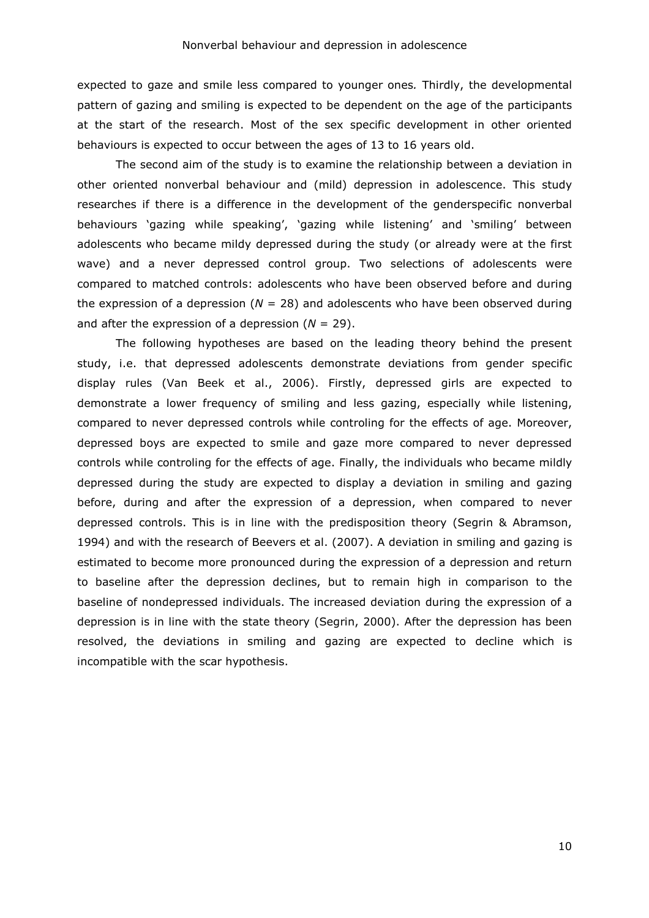expected to gaze and smile less compared to younger ones. Thirdly, the developmental pattern of gazing and smiling is expected to be dependent on the age of the participants at the start of the research. Most of the sex specific development in other oriented behaviours is expected to occur between the ages of 13 to 16 years old.

The second aim of the study is to examine the relationship between a deviation in other oriented nonverbal behaviour and (mild) depression in adolescence. This study researches if there is a difference in the development of the genderspecific nonverbal behaviours 'gazing while speaking', 'gazing while listening' and 'smiling' between adolescents who became mildy depressed during the study (or already were at the first wave) and a never depressed control group. Two selections of adolescents were compared to matched controls: adolescents who have been observed before and during the expression of a depression ($N$ = 28) and adolescents who have been observed during and after the expression of a depression ($N$ = 29).

The following hypotheses are based on the leading theory behind the present study, i.e. that depressed adolescents demonstrate deviations from gender specific display rules (Van Beek et al., 2006). Firstly, depressed girls are expected to demonstrate a lower frequency of smiling and less gazing, especially while listening, compared to never depressed controls while controling for the effects of age. Moreover, depressed boys are expected to smile and gaze more compared to never depressed controls while controling for the effects of age. Finally, the individuals who became mildly depressed during the study are expected to display a deviation in smiling and gazing before, during and after the expression of a depression, when compared to never depressed controls. This is in line with the predisposition theory (Segrin & Abramson, 1994) and with the research of Beevers et al. (2007). A deviation in smiling and gazing is estimated to become more pronounced during the expression of a depression and return to baseline after the depression declines, but to remain high in comparison to the baseline of nondepressed individuals. The increased deviation during the expression of a depression is in line with the state theory (Segrin, 2000). After the depression has been resolved, the deviations in smiling and gazing are expected to decline which is incompatible with the scar hypothesis.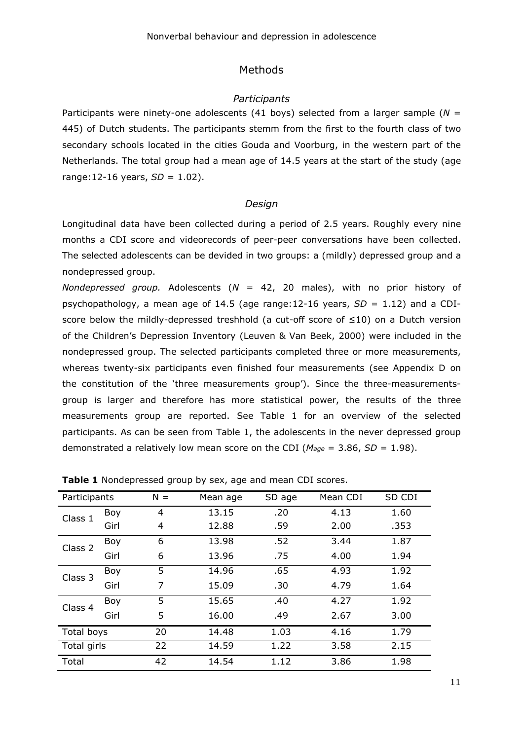## Methods

### *Participants*

Participants were ninety-one adolescents (41 boys) selected from a larger sample ($N$ = 445) of Dutch students. The participants stemm from the first to the fourth class of two secondary schools located in the cities Gouda and Voorburg, in the western part of the Netherlands. The total group had a mean age of 14.5 years at the start of the study (age range:12-16 years, $SD$ = 1.02).

### *Design*

Longitudinal data have been collected during a period of 2.5 years. Roughly every nine months a CDI score and videorecords of peer-peer conversations have been collected. The selected adolescents can be devided in two groups: a (mildly) depressed group and a nondepressed group.

*Nondepressed group.* Adolescents ($N$ = 42, 20 males), with no prior history of psychopathology, a mean age of 14.5 (age range:12-16 years, $SD$ = 1.12) and a CDI-score below the mildly-depressed treshhold (a cut-off score of ≤10) on a Dutch version of the Children's Depression Inventory (Leuven & Van Beek, 2000) were included in the nondepressed group. The selected participants completed three or more measurements, whereas twenty-six participants even finished four measurements (see Appendix D on the constitution of the 'three measurements group'). Since the three-measurements-group is larger and therefore has more statistical power, the results of the three measurements group are reported. See Table 1 for an overview of the selected participants. As can be seen from Table 1, the adolescents in the never depressed group demonstrated a relatively low mean score on the CDI ($M_{age}$ = 3.86, $SD$ = 1.98).

**Table 1** Nondepressed group by sex, age and mean CDI scores.

| Participants | | N = | Mean age | SD age | Mean CDI | SD CDI |
|---|---|---|---|---|---|---|
| Class 1 | Boy | 4 | 13.15 | .20 | 4.13 | 1.60 |
| | Girl | 4 | 12.88 | .59 | 2.00 | .353 |
| Class 2 | Boy | 6 | 13.98 | .52 | 3.44 | 1.87 |
| | Girl | 6 | 13.96 | .75 | 4.00 | 1.94 |
| Class 3 | Boy | 5 | 14.96 | .65 | 4.93 | 1.92 |
| | Girl | 7 | 15.09 | .30 | 4.79 | 1.64 |
| Class 4 | Boy | 5 | 15.65 | .40 | 4.27 | 1.92 |
| | Girl | 5 | 16.00 | .49 | 2.67 | 3.00 |
| Total boys | | 20 | 14.48 | 1.03 | 4.16 | 1.79 |
| Total girls | | 22 | 14.59 | 1.22 | 3.58 | 2.15 |
| Total | | 42 | 14.54 | 1.12 | 3.86 | 1.98 |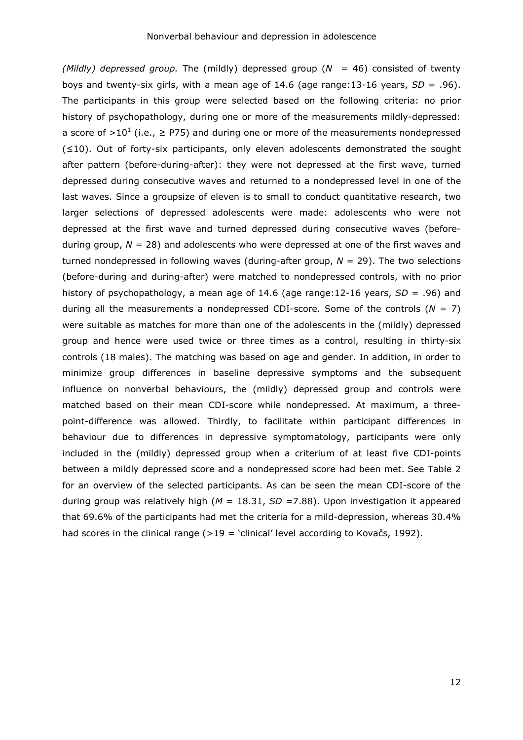*(Mildly) depressed group.* The (mildly) depressed group (*N* = 46) consisted of twenty boys and twenty-six girls, with a mean age of 14.6 (age range:13-16 years, *SD* = .96). The participants in this group were selected based on the following criteria: no prior history of psychopathology, during one or more of the measurements mildly-depressed: a score of >10[1] (i.e., ≥ P75) and during one or more of the measurements nondepressed (≤10). Out of forty-six participants, only eleven adolescents demonstrated the sought after pattern (before-during-after): they were not depressed at the first wave, turned depressed during consecutive waves and returned to a nondepressed level in one of the last waves. Since a groupsize of eleven is to small to conduct quantitative research, two larger selections of depressed adolescents were made: adolescents who were not depressed at the first wave and turned depressed during consecutive waves (before-during group, *N* = 28) and adolescents who were depressed at one of the first waves and turned nondepressed in following waves (during-after group, *N* = 29). The two selections (before-during and during-after) were matched to nondepressed controls, with no prior history of psychopathology, a mean age of 14.6 (age range:12-16 years, *SD* = .96) and during all the measurements a nondepressed CDI-score. Some of the controls (*N* = 7) were suitable as matches for more than one of the adolescents in the (mildly) depressed group and hence were used twice or three times as a control, resulting in thirty-six controls (18 males). The matching was based on age and gender. In addition, in order to minimize group differences in baseline depressive symptoms and the subsequent influence on nonverbal behaviours, the (mildly) depressed group and controls were matched based on their mean CDI-score while nondepressed. At maximum, a three-point-difference was allowed. Thirdly, to facilitate within participant differences in behaviour due to differences in depressive symptomatology, participants were only included in the (mildly) depressed group when a criterium of at least five CDI-points between a mildly depressed score and a nondepressed score had been met. See Table 2 for an overview of the selected participants. As can be seen the mean CDI-score of the during group was relatively high (*M* = 18.31, *SD* =7.88). Upon investigation it appeared that 69.6% of the participants had met the criteria for a mild-depression, whereas 30.4% had scores in the clinical range (>19 = 'clinical' level according to Kovačs, 1992).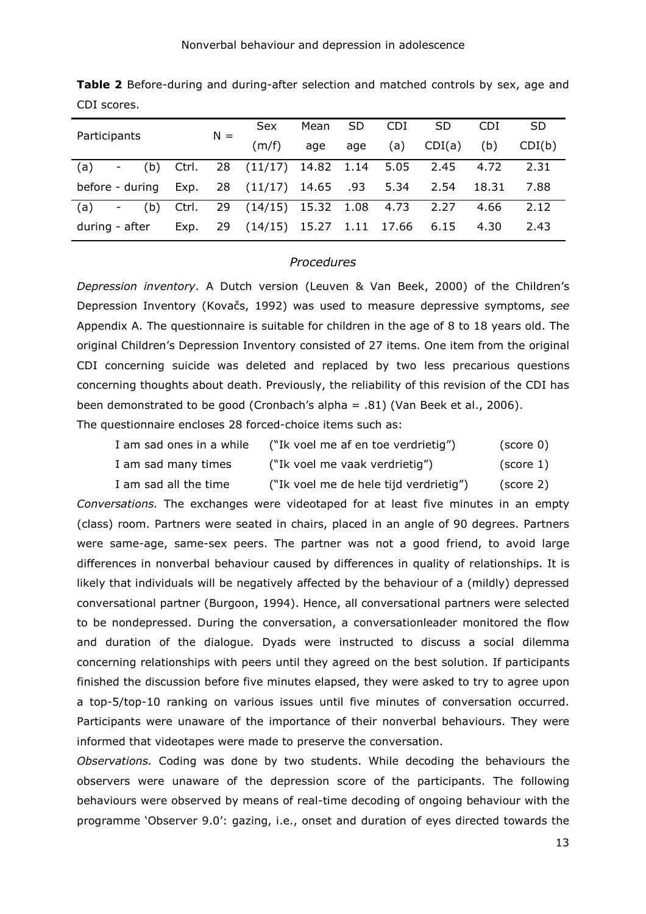**Table 2** Before-during and during-after selection and matched controls by sex, age and CDI scores.

| Participants | | N = | Sex (m/f) | Mean age | SD age | CDI (a) | SD CDI(a) | CDI (b) | SD CDI(b) |
|---|---|---|---|---|---|---|---|---|---|
| (a) - (b) | Ctrl. | 28 | (11/17) | 14.82 | 1.14 | 5.05 | 2.45 | 4.72 | 2.31 |
| before - during | Exp. | 28 | (11/17) | 14.65 | .93 | 5.34 | 2.54 | 18.31 | 7.88 |
| (a) - (b) | Ctrl. | 29 | (14/15) | 15.32 | 1.08 | 4.73 | 2.27 | 4.66 | 2.12 |
| during - after | Exp. | 29 | (14/15) | 15.27 | 1.11 | 17.66 | 6.15 | 4.30 | 2.43 |

### *Procedures*

*Depression inventory*. A Dutch version (Leuven & Van Beek, 2000) of the Children's Depression Inventory (Kovačs, 1992) was used to measure depressive symptoms, *see* Appendix A. The questionnaire is suitable for children in the age of 8 to 18 years old. The original Children's Depression Inventory consisted of 27 items. One item from the original CDI concerning suicide was deleted and replaced by two less precarious questions concerning thoughts about death. Previously, the reliability of this revision of the CDI has been demonstrated to be good (Cronbach's alpha = .81) (Van Beek et al., 2006).
The questionnaire encloses 28 forced-choice items such as:

| | | |
|---|---|---|
| I am sad ones in a while | ("Ik voel me af en toe verdrietig") | (score 0) |
| I am sad many times | ("Ik voel me vaak verdrietig") | (score 1) |
| I am sad all the time | ("Ik voel me de hele tijd verdrietig") | (score 2) |

*Conversations.* The exchanges were videotaped for at least five minutes in an empty (class) room. Partners were seated in chairs, placed in an angle of 90 degrees. Partners were same-age, same-sex peers. The partner was not a good friend, to avoid large differences in nonverbal behaviour caused by differences in quality of relationships. It is likely that individuals will be negatively affected by the behaviour of a (mildly) depressed conversational partner (Burgoon, 1994). Hence, all conversational partners were selected to be nondepressed. During the conversation, a conversationleader monitored the flow and duration of the dialogue. Dyads were instructed to discuss a social dilemma concerning relationships with peers until they agreed on the best solution. If participants finished the discussion before five minutes elapsed, they were asked to try to agree upon a top-5/top-10 ranking on various issues until five minutes of conversation occurred. Participants were unaware of the importance of their nonverbal behaviours. They were informed that videotapes were made to preserve the conversation.

*Observations.* Coding was done by two students. While decoding the behaviours the observers were unaware of the depression score of the participants. The following behaviours were observed by means of real-time decoding of ongoing behaviour with the programme 'Observer 9.0': gazing, i.e., onset and duration of eyes directed towards the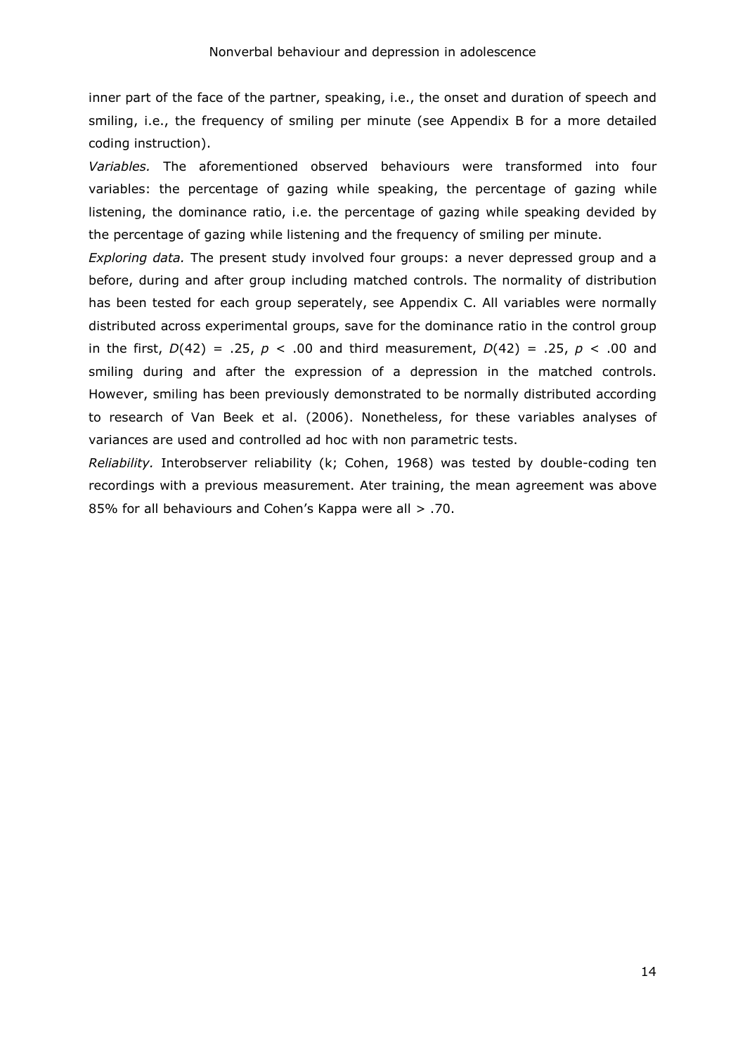inner part of the face of the partner, speaking, i.e., the onset and duration of speech and smiling, i.e., the frequency of smiling per minute (see Appendix B for a more detailed coding instruction).

*Variables.* The aforementioned observed behaviours were transformed into four variables: the percentage of gazing while speaking, the percentage of gazing while listening, the dominance ratio, i.e. the percentage of gazing while speaking devided by the percentage of gazing while listening and the frequency of smiling per minute.

*Exploring data.* The present study involved four groups: a never depressed group and a before, during and after group including matched controls. The normality of distribution has been tested for each group seperately, see Appendix C. All variables were normally distributed across experimental groups, save for the dominance ratio in the control group in the first, $D(42) = .25$, $p < .00$ and third measurement, $D(42) = .25$, $p < .00$ and smiling during and after the expression of a depression in the matched controls. However, smiling has been previously demonstrated to be normally distributed according to research of Van Beek et al. (2006). Nonetheless, for these variables analyses of variances are used and controlled ad hoc with non parametric tests.

*Reliability.* Interobserver reliability (k; Cohen, 1968) was tested by double-coding ten recordings with a previous measurement. Ater training, the mean agreement was above 85% for all behaviours and Cohen's Kappa were all > .70.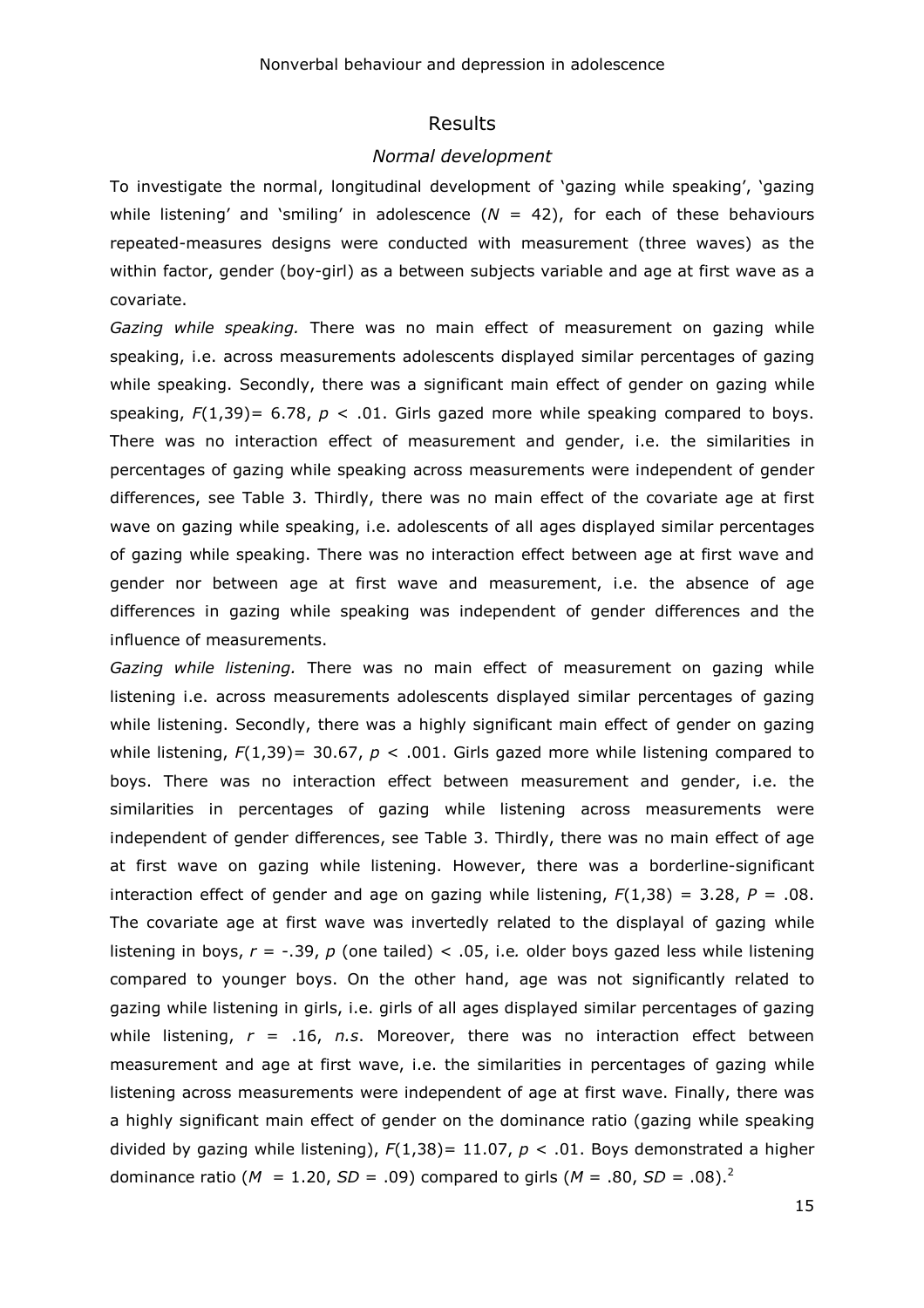## Results

### *Normal development*

To investigate the normal, longitudinal development of 'gazing while speaking', 'gazing while listening' and 'smiling' in adolescence ($N$ = 42), for each of these behaviours repeated-measures designs were conducted with measurement (three waves) as the within factor, gender (boy-girl) as a between subjects variable and age at first wave as a covariate.

*Gazing while speaking.* There was no main effect of measurement on gazing while speaking, i.e. across measurements adolescents displayed similar percentages of gazing while speaking. Secondly, there was a significant main effect of gender on gazing while speaking, $F(1,39)$= 6.78, $p$ < .01. Girls gazed more while speaking compared to boys. There was no interaction effect of measurement and gender, i.e. the similarities in percentages of gazing while speaking across measurements were independent of gender differences, see Table 3. Thirdly, there was no main effect of the covariate age at first wave on gazing while speaking, i.e. adolescents of all ages displayed similar percentages of gazing while speaking. There was no interaction effect between age at first wave and gender nor between age at first wave and measurement, i.e. the absence of age differences in gazing while speaking was independent of gender differences and the influence of measurements.

*Gazing while listening.* There was no main effect of measurement on gazing while listening i.e. across measurements adolescents displayed similar percentages of gazing while listening. Secondly, there was a highly significant main effect of gender on gazing while listening, $F(1,39)$= 30.67, $p$ < .001. Girls gazed more while listening compared to boys. There was no interaction effect between measurement and gender, i.e. the similarities in percentages of gazing while listening across measurements were independent of gender differences, see Table 3. Thirdly, there was no main effect of age at first wave on gazing while listening. However, there was a borderline-significant interaction effect of gender and age on gazing while listening, $F(1,38)$ = 3.28, $P$ = .08. The covariate age at first wave was invertedly related to the displayal of gazing while listening in boys, $r$ = -.39, $p$ (one tailed) < .05, i.e*.* older boys gazed less while listening compared to younger boys. On the other hand, age was not significantly related to gazing while listening in girls, i.e. girls of all ages displayed similar percentages of gazing while listening, $r$ = .16, *n.s*. Moreover, there was no interaction effect between measurement and age at first wave, i.e. the similarities in percentages of gazing while listening across measurements were independent of age at first wave. Finally, there was a highly significant main effect of gender on the dominance ratio (gazing while speaking divided by gazing while listening), $F(1,38)$= 11.07, $p$ < .01. Boys demonstrated a higher dominance ratio ($M$ = 1.20, $SD$ = .09) compared to girls ($M$ = .80, $SD$ = .08).[2]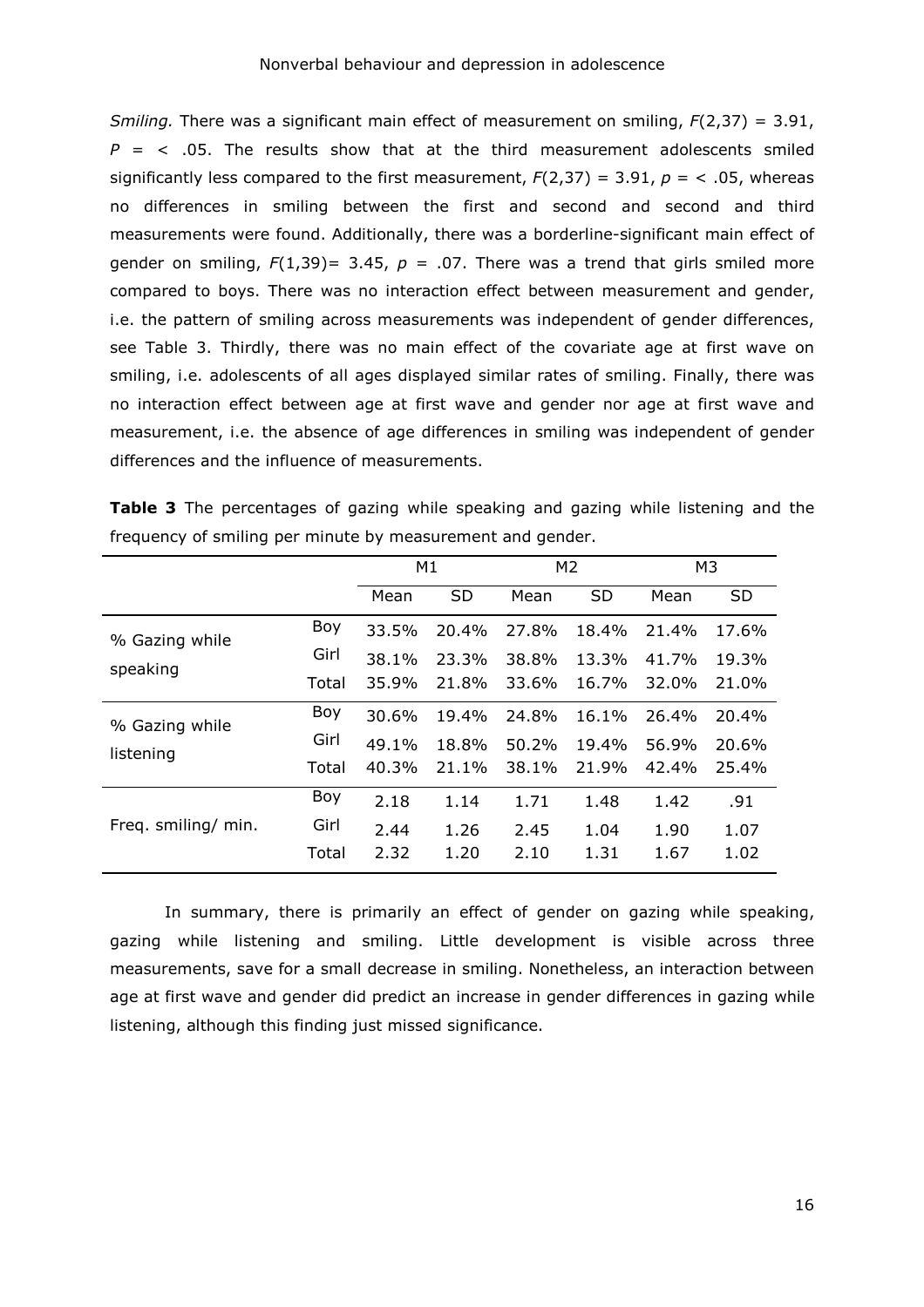*Smiling.* There was a significant main effect of measurement on smiling, $F(2,37) = 3.91$, $P = < .05$. The results show that at the third measurement adolescents smiled significantly less compared to the first measurement, $F(2,37) = 3.91$, $p = < .05$, whereas no differences in smiling between the first and second and second and third measurements were found. Additionally, there was a borderline-significant main effect of gender on smiling, $F(1,39)= 3.45$, $p = .07$. There was a trend that girls smiled more compared to boys. There was no interaction effect between measurement and gender, i.e. the pattern of smiling across measurements was independent of gender differences, see Table 3. Thirdly, there was no main effect of the covariate age at first wave on smiling, i.e. adolescents of all ages displayed similar rates of smiling. Finally, there was no interaction effect between age at first wave and gender nor age at first wave and measurement, i.e. the absence of age differences in smiling was independent of gender differences and the influence of measurements.

**Table 3** The percentages of gazing while speaking and gazing while listening and the frequency of smiling per minute by measurement and gender.

| | | M1 | | M2 | | M3 | |
|---|---|---|---|---|---|---|---|
| | | Mean | SD | Mean | SD | Mean | SD |
| % Gazing while speaking | Boy | 33.5% | 20.4% | 27.8% | 18.4% | 21.4% | 17.6% |
| | Girl | 38.1% | 23.3% | 38.8% | 13.3% | 41.7% | 19.3% |
| | Total | 35.9% | 21.8% | 33.6% | 16.7% | 32.0% | 21.0% |
| % Gazing while listening | Boy | 30.6% | 19.4% | 24.8% | 16.1% | 26.4% | 20.4% |
| | Girl | 49.1% | 18.8% | 50.2% | 19.4% | 56.9% | 20.6% |
| | Total | 40.3% | 21.1% | 38.1% | 21.9% | 42.4% | 25.4% |
| Freq. smiling/ min. | Boy | 2.18 | 1.14 | 1.71 | 1.48 | 1.42 | .91 |
| | Girl | 2.44 | 1.26 | 2.45 | 1.04 | 1.90 | 1.07 |
| | Total | 2.32 | 1.20 | 2.10 | 1.31 | 1.67 | 1.02 |

In summary, there is primarily an effect of gender on gazing while speaking, gazing while listening and smiling. Little development is visible across three measurements, save for a small decrease in smiling. Nonetheless, an interaction between age at first wave and gender did predict an increase in gender differences in gazing while listening, although this finding just missed significance.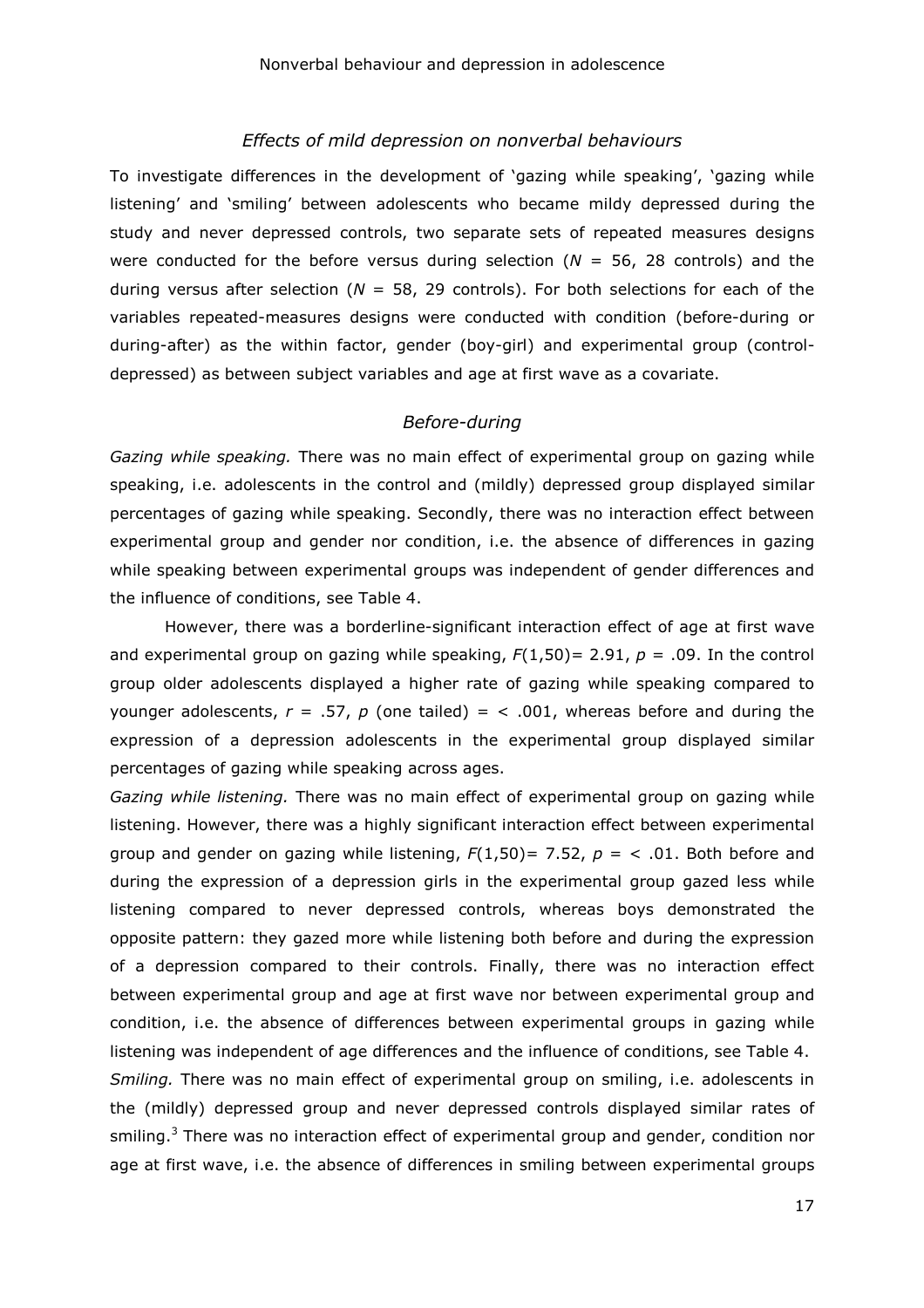### *Effects of mild depression on nonverbal behaviours*

To investigate differences in the development of 'gazing while speaking', 'gazing while listening' and 'smiling' between adolescents who became mildy depressed during the study and never depressed controls, two separate sets of repeated measures designs were conducted for the before versus during selection ($N$ = 56, 28 controls) and the during versus after selection ($N$ = 58, 29 controls). For both selections for each of the variables repeated-measures designs were conducted with condition (before-during or during-after) as the within factor, gender (boy-girl) and experimental group (control-depressed) as between subject variables and age at first wave as a covariate.

### *Before-during*

*Gazing while speaking.* There was no main effect of experimental group on gazing while speaking, i.e. adolescents in the control and (mildly) depressed group displayed similar percentages of gazing while speaking. Secondly, there was no interaction effect between experimental group and gender nor condition, i.e. the absence of differences in gazing while speaking between experimental groups was independent of gender differences and the influence of conditions, see Table 4.

However, there was a borderline-significant interaction effect of age at first wave and experimental group on gazing while speaking, $F(1,50)$= 2.91, $p$ = .09. In the control group older adolescents displayed a higher rate of gazing while speaking compared to younger adolescents, $r$ = .57, $p$ (one tailed) = < .001, whereas before and during the expression of a depression adolescents in the experimental group displayed similar percentages of gazing while speaking across ages.

*Gazing while listening.* There was no main effect of experimental group on gazing while listening. However, there was a highly significant interaction effect between experimental group and gender on gazing while listening, $F(1,50)$= 7.52, $p$ = < .01. Both before and during the expression of a depression girls in the experimental group gazed less while listening compared to never depressed controls, whereas boys demonstrated the opposite pattern: they gazed more while listening both before and during the expression of a depression compared to their controls. Finally, there was no interaction effect between experimental group and age at first wave nor between experimental group and condition, i.e. the absence of differences between experimental groups in gazing while listening was independent of age differences and the influence of conditions, see Table 4.

*Smiling.* There was no main effect of experimental group on smiling, i.e. adolescents in the (mildly) depressed group and never depressed controls displayed similar rates of smiling.[3] There was no interaction effect of experimental group and gender, condition nor age at first wave, i.e. the absence of differences in smiling between experimental groups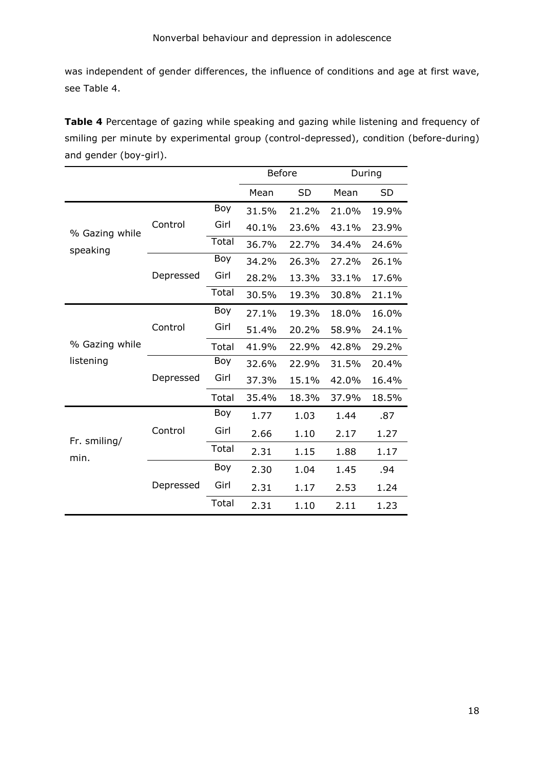was independent of gender differences, the influence of conditions and age at first wave, see Table 4.

**Table 4** Percentage of gazing while speaking and gazing while listening and frequency of smiling per minute by experimental group (control-depressed), condition (before-during) and gender (boy-girl).

| | | | Before | | During | |
|---|---|---|---|---|---|---|
| | | | Mean | SD | Mean | SD |
| % Gazing while speaking | Control | Boy | 31.5% | 21.2% | 21.0% | 19.9% |
| | | Girl | 40.1% | 23.6% | 43.1% | 23.9% |
| | | Total | 36.7% | 22.7% | 34.4% | 24.6% |
| | Depressed | Boy | 34.2% | 26.3% | 27.2% | 26.1% |
| | | Girl | 28.2% | 13.3% | 33.1% | 17.6% |
| | | Total | 30.5% | 19.3% | 30.8% | 21.1% |
| % Gazing while listening | Control | Boy | 27.1% | 19.3% | 18.0% | 16.0% |
| | | Girl | 51.4% | 20.2% | 58.9% | 24.1% |
| | | Total | 41.9% | 22.9% | 42.8% | 29.2% |
| | Depressed | Boy | 32.6% | 22.9% | 31.5% | 20.4% |
| | | Girl | 37.3% | 15.1% | 42.0% | 16.4% |
| | | Total | 35.4% | 18.3% | 37.9% | 18.5% |
| Fr. smiling/ min. | Control | Boy | 1.77 | 1.03 | 1.44 | .87 |
| | | Girl | 2.66 | 1.10 | 2.17 | 1.27 |
| | | Total | 2.31 | 1.15 | 1.88 | 1.17 |
| | Depressed | Boy | 2.30 | 1.04 | 1.45 | .94 |
| | | Girl | 2.31 | 1.17 | 2.53 | 1.24 |
| | | Total | 2.31 | 1.10 | 2.11 | 1.23 |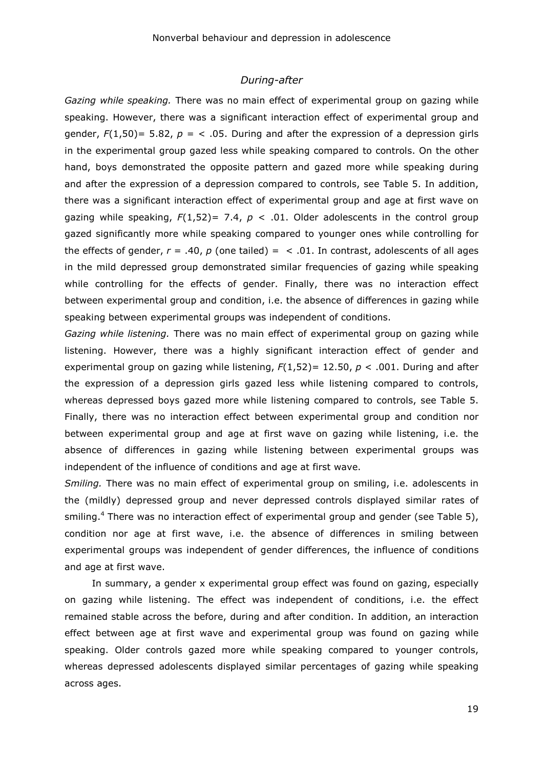### *During-after*

*Gazing while speaking.* There was no main effect of experimental group on gazing while speaking. However, there was a significant interaction effect of experimental group and gender, $F(1,50) = 5.82$, $p = < .05$. During and after the expression of a depression girls in the experimental group gazed less while speaking compared to controls. On the other hand, boys demonstrated the opposite pattern and gazed more while speaking during and after the expression of a depression compared to controls, see Table 5. In addition, there was a significant interaction effect of experimental group and age at first wave on gazing while speaking, $F(1,52) = 7.4$, $p < .01$. Older adolescents in the control group gazed significantly more while speaking compared to younger ones while controlling for the effects of gender, $r = .40$, $p$ (one tailed) = $< .01$. In contrast, adolescents of all ages in the mild depressed group demonstrated similar frequencies of gazing while speaking while controlling for the effects of gender. Finally, there was no interaction effect between experimental group and condition, i.e. the absence of differences in gazing while speaking between experimental groups was independent of conditions.

*Gazing while listening.* There was no main effect of experimental group on gazing while listening. However, there was a highly significant interaction effect of gender and experimental group on gazing while listening, $F(1,52) = 12.50$, $p < .001$. During and after the expression of a depression girls gazed less while listening compared to controls, whereas depressed boys gazed more while listening compared to controls, see Table 5. Finally, there was no interaction effect between experimental group and condition nor between experimental group and age at first wave on gazing while listening, i.e. the absence of differences in gazing while listening between experimental groups was independent of the influence of conditions and age at first wave.

*Smiling.* There was no main effect of experimental group on smiling, i.e. adolescents in the (mildly) depressed group and never depressed controls displayed similar rates of smiling.[4] There was no interaction effect of experimental group and gender (see Table 5), condition nor age at first wave, i.e. the absence of differences in smiling between experimental groups was independent of gender differences, the influence of conditions and age at first wave.

In summary, a gender x experimental group effect was found on gazing, especially on gazing while listening. The effect was independent of conditions, i.e. the effect remained stable across the before, during and after condition. In addition, an interaction effect between age at first wave and experimental group was found on gazing while speaking. Older controls gazed more while speaking compared to younger controls, whereas depressed adolescents displayed similar percentages of gazing while speaking across ages.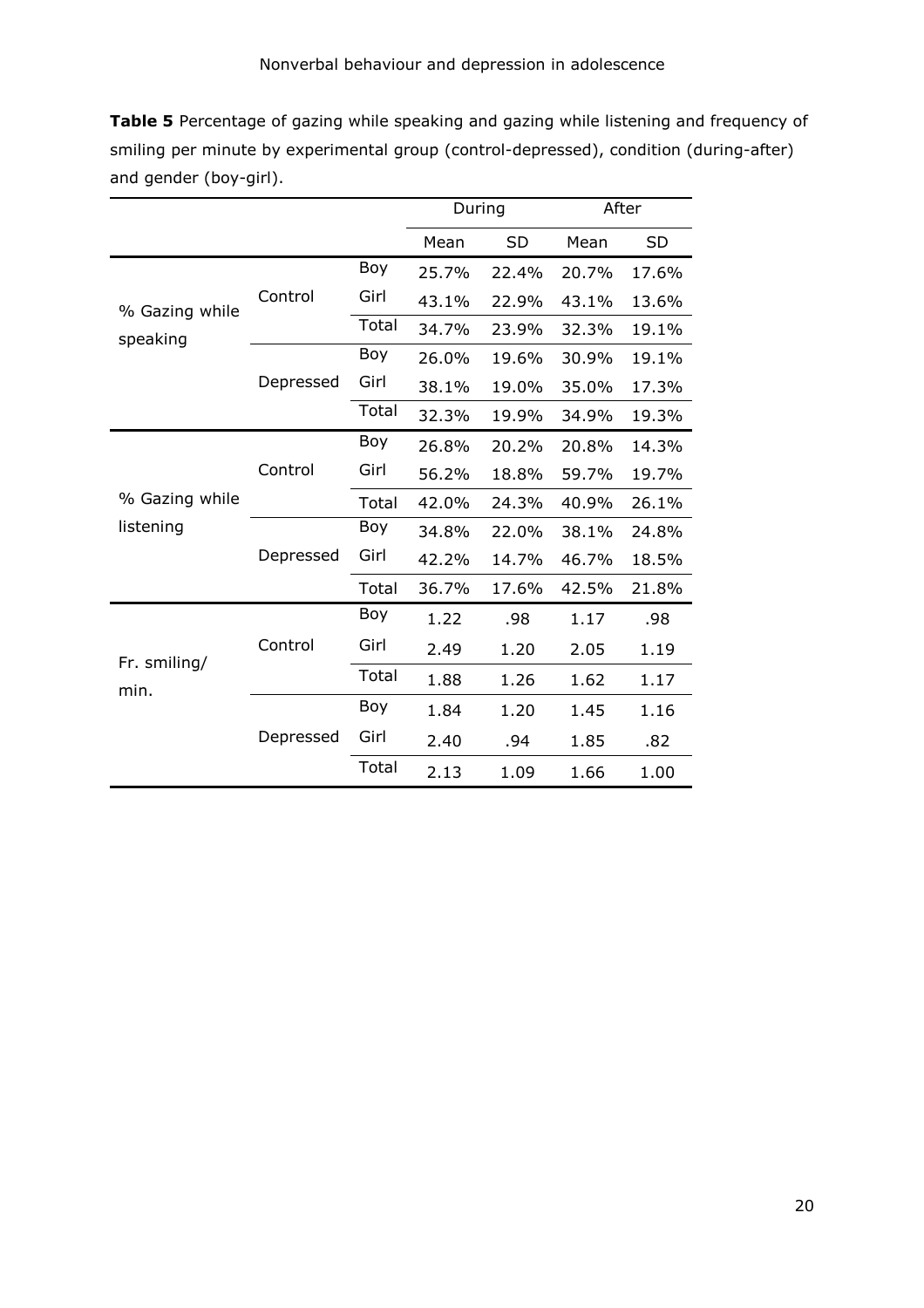**Table 5** Percentage of gazing while speaking and gazing while listening and frequency of smiling per minute by experimental group (control-depressed), condition (during-after) and gender (boy-girl).

| | | | During | | After | |
|---|---|---|---|---|---|---|
| | | | Mean | SD | Mean | SD |
| % Gazing while speaking | Control | Boy | 25.7% | 22.4% | 20.7% | 17.6% |
| | | Girl | 43.1% | 22.9% | 43.1% | 13.6% |
| | | Total | 34.7% | 23.9% | 32.3% | 19.1% |
| | Depressed | Boy | 26.0% | 19.6% | 30.9% | 19.1% |
| | | Girl | 38.1% | 19.0% | 35.0% | 17.3% |
| | | Total | 32.3% | 19.9% | 34.9% | 19.3% |
| % Gazing while listening | Control | Boy | 26.8% | 20.2% | 20.8% | 14.3% |
| | | Girl | 56.2% | 18.8% | 59.7% | 19.7% |
| | | Total | 42.0% | 24.3% | 40.9% | 26.1% |
| | Depressed | Boy | 34.8% | 22.0% | 38.1% | 24.8% |
| | | Girl | 42.2% | 14.7% | 46.7% | 18.5% |
| | | Total | 36.7% | 17.6% | 42.5% | 21.8% |
| Fr. smiling/ min. | Control | Boy | 1.22 | .98 | 1.17 | .98 |
| | | Girl | 2.49 | 1.20 | 2.05 | 1.19 |
| | | Total | 1.88 | 1.26 | 1.62 | 1.17 |
| | Depressed | Boy | 1.84 | 1.20 | 1.45 | 1.16 |
| | | Girl | 2.40 | .94 | 1.85 | .82 |
| | | Total | 2.13 | 1.09 | 1.66 | 1.00 |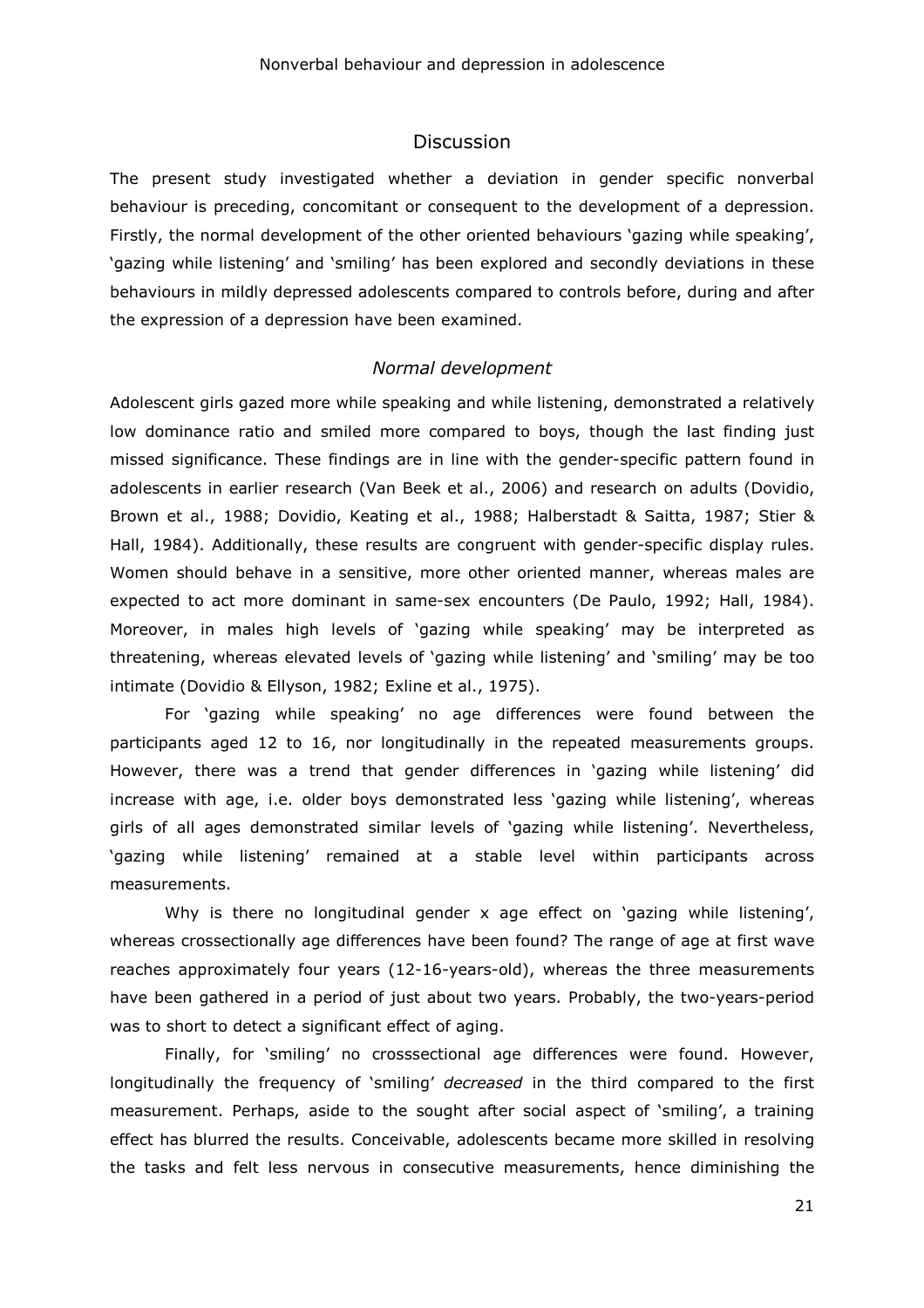## Discussion

The present study investigated whether a deviation in gender specific nonverbal behaviour is preceding, concomitant or consequent to the development of a depression. Firstly, the normal development of the other oriented behaviours 'gazing while speaking', 'gazing while listening' and 'smiling' has been explored and secondly deviations in these behaviours in mildly depressed adolescents compared to controls before, during and after the expression of a depression have been examined.

### *Normal development*

Adolescent girls gazed more while speaking and while listening, demonstrated a relatively low dominance ratio and smiled more compared to boys, though the last finding just missed significance. These findings are in line with the gender-specific pattern found in adolescents in earlier research (Van Beek et al., 2006) and research on adults (Dovidio, Brown et al., 1988; Dovidio, Keating et al., 1988; Halberstadt & Saitta, 1987; Stier & Hall, 1984). Additionally, these results are congruent with gender-specific display rules. Women should behave in a sensitive, more other oriented manner, whereas males are expected to act more dominant in same-sex encounters (De Paulo, 1992; Hall, 1984). Moreover, in males high levels of 'gazing while speaking' may be interpreted as threatening, whereas elevated levels of 'gazing while listening' and 'smiling' may be too intimate (Dovidio & Ellyson, 1982; Exline et al., 1975).

For 'gazing while speaking' no age differences were found between the participants aged 12 to 16, nor longitudinally in the repeated measurements groups. However, there was a trend that gender differences in 'gazing while listening' did increase with age, i.e. older boys demonstrated less 'gazing while listening', whereas girls of all ages demonstrated similar levels of 'gazing while listening'. Nevertheless, 'gazing while listening' remained at a stable level within participants across measurements.

Why is there no longitudinal gender x age effect on 'gazing while listening', whereas crossectionally age differences have been found? The range of age at first wave reaches approximately four years (12-16-years-old), whereas the three measurements have been gathered in a period of just about two years. Probably, the two-years-period was to short to detect a significant effect of aging.

Finally, for 'smiling' no crosssectional age differences were found. However, longitudinally the frequency of 'smiling' *decreased* in the third compared to the first measurement. Perhaps, aside to the sought after social aspect of 'smiling', a training effect has blurred the results. Conceivable, adolescents became more skilled in resolving the tasks and felt less nervous in consecutive measurements, hence diminishing the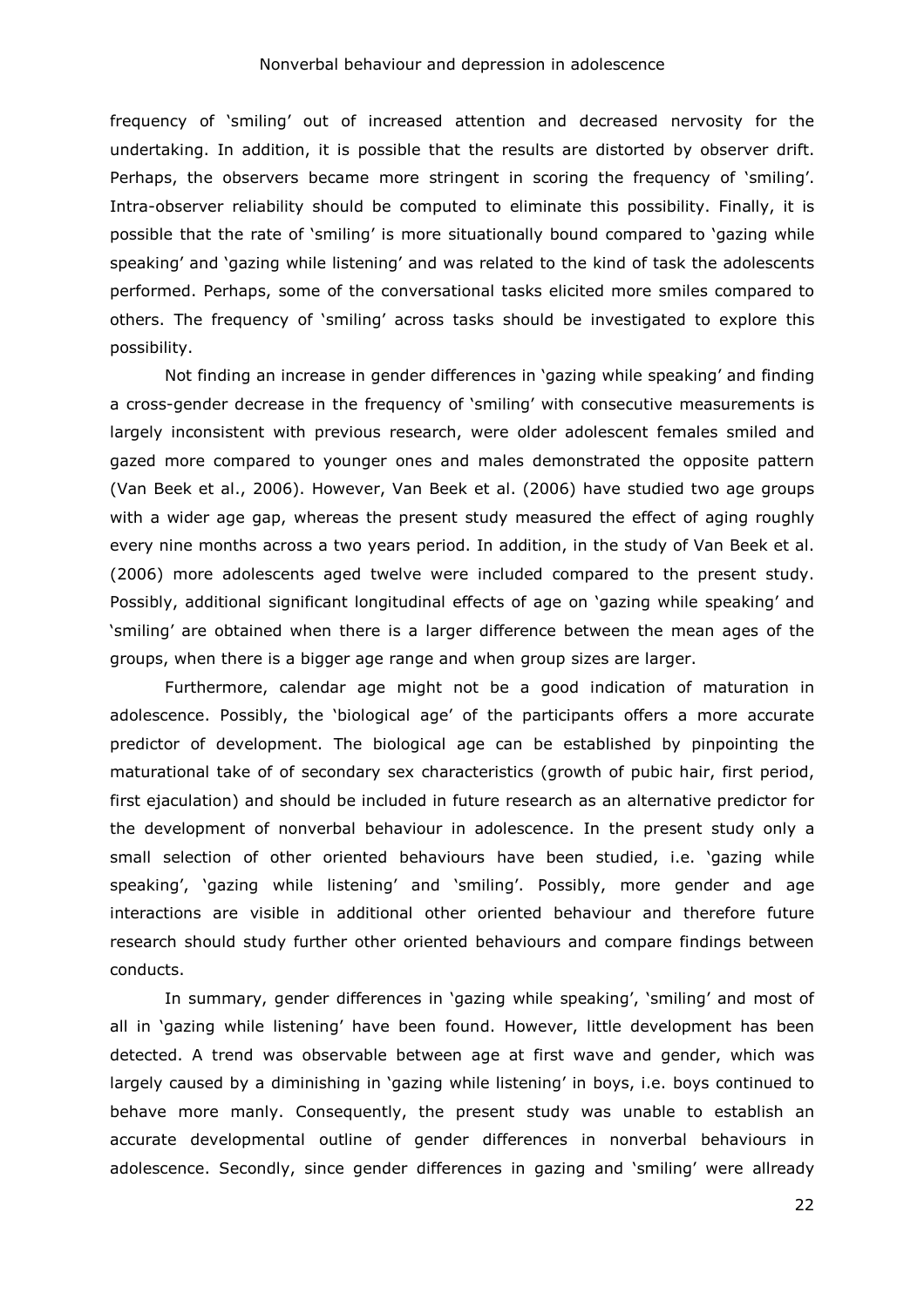frequency of 'smiling' out of increased attention and decreased nervosity for the undertaking. In addition, it is possible that the results are distorted by observer drift. Perhaps, the observers became more stringent in scoring the frequency of 'smiling'. Intra-observer reliability should be computed to eliminate this possibility. Finally, it is possible that the rate of 'smiling' is more situationally bound compared to 'gazing while speaking' and 'gazing while listening' and was related to the kind of task the adolescents performed. Perhaps, some of the conversational tasks elicited more smiles compared to others. The frequency of 'smiling' across tasks should be investigated to explore this possibility.

Not finding an increase in gender differences in 'gazing while speaking' and finding a cross-gender decrease in the frequency of 'smiling' with consecutive measurements is largely inconsistent with previous research, were older adolescent females smiled and gazed more compared to younger ones and males demonstrated the opposite pattern (Van Beek et al., 2006). However, Van Beek et al. (2006) have studied two age groups with a wider age gap, whereas the present study measured the effect of aging roughly every nine months across a two years period. In addition, in the study of Van Beek et al. (2006) more adolescents aged twelve were included compared to the present study. Possibly, additional significant longitudinal effects of age on 'gazing while speaking' and 'smiling' are obtained when there is a larger difference between the mean ages of the groups, when there is a bigger age range and when group sizes are larger.

Furthermore, calendar age might not be a good indication of maturation in adolescence. Possibly, the 'biological age' of the participants offers a more accurate predictor of development. The biological age can be established by pinpointing the maturational take of of secondary sex characteristics (growth of pubic hair, first period, first ejaculation) and should be included in future research as an alternative predictor for the development of nonverbal behaviour in adolescence. In the present study only a small selection of other oriented behaviours have been studied, i.e. 'gazing while speaking', 'gazing while listening' and 'smiling'. Possibly, more gender and age interactions are visible in additional other oriented behaviour and therefore future research should study further other oriented behaviours and compare findings between conducts.

In summary, gender differences in 'gazing while speaking', 'smiling' and most of all in 'gazing while listening' have been found. However, little development has been detected. A trend was observable between age at first wave and gender, which was largely caused by a diminishing in 'gazing while listening' in boys, i.e. boys continued to behave more manly. Consequently, the present study was unable to establish an accurate developmental outline of gender differences in nonverbal behaviours in adolescence. Secondly, since gender differences in gazing and 'smiling' were allready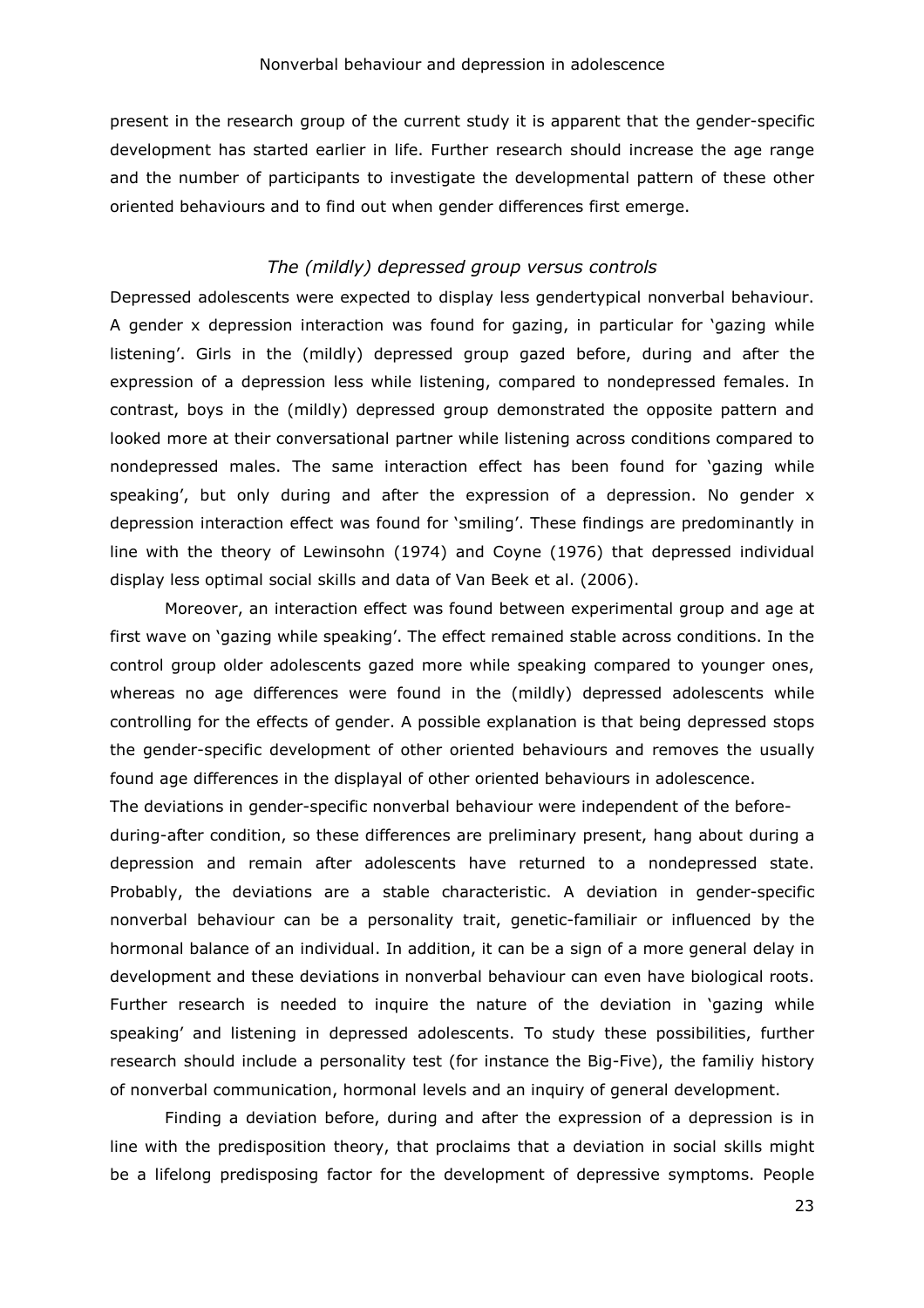present in the research group of the current study it is apparent that the gender-specific development has started earlier in life. Further research should increase the age range and the number of participants to investigate the developmental pattern of these other oriented behaviours and to find out when gender differences first emerge.

### *The (mildly) depressed group versus controls*

Depressed adolescents were expected to display less gendertypical nonverbal behaviour. A gender x depression interaction was found for gazing, in particular for 'gazing while listening'. Girls in the (mildly) depressed group gazed before, during and after the expression of a depression less while listening, compared to nondepressed females. In contrast, boys in the (mildly) depressed group demonstrated the opposite pattern and looked more at their conversational partner while listening across conditions compared to nondepressed males. The same interaction effect has been found for 'gazing while speaking', but only during and after the expression of a depression. No gender x depression interaction effect was found for 'smiling'. These findings are predominantly in line with the theory of Lewinsohn (1974) and Coyne (1976) that depressed individual display less optimal social skills and data of Van Beek et al. (2006).

Moreover, an interaction effect was found between experimental group and age at first wave on 'gazing while speaking'. The effect remained stable across conditions. In the control group older adolescents gazed more while speaking compared to younger ones, whereas no age differences were found in the (mildly) depressed adolescents while controlling for the effects of gender. A possible explanation is that being depressed stops the gender-specific development of other oriented behaviours and removes the usually found age differences in the displayal of other oriented behaviours in adolescence.

The deviations in gender-specific nonverbal behaviour were independent of the before-during-after condition, so these differences are preliminary present, hang about during a depression and remain after adolescents have returned to a nondepressed state. Probably, the deviations are a stable characteristic. A deviation in gender-specific nonverbal behaviour can be a personality trait, genetic-familiair or influenced by the hormonal balance of an individual. In addition, it can be a sign of a more general delay in development and these deviations in nonverbal behaviour can even have biological roots. Further research is needed to inquire the nature of the deviation in 'gazing while speaking' and listening in depressed adolescents. To study these possibilities, further research should include a personality test (for instance the Big-Five), the familiy history of nonverbal communication, hormonal levels and an inquiry of general development.

Finding a deviation before, during and after the expression of a depression is in line with the predisposition theory, that proclaims that a deviation in social skills might be a lifelong predisposing factor for the development of depressive symptoms. People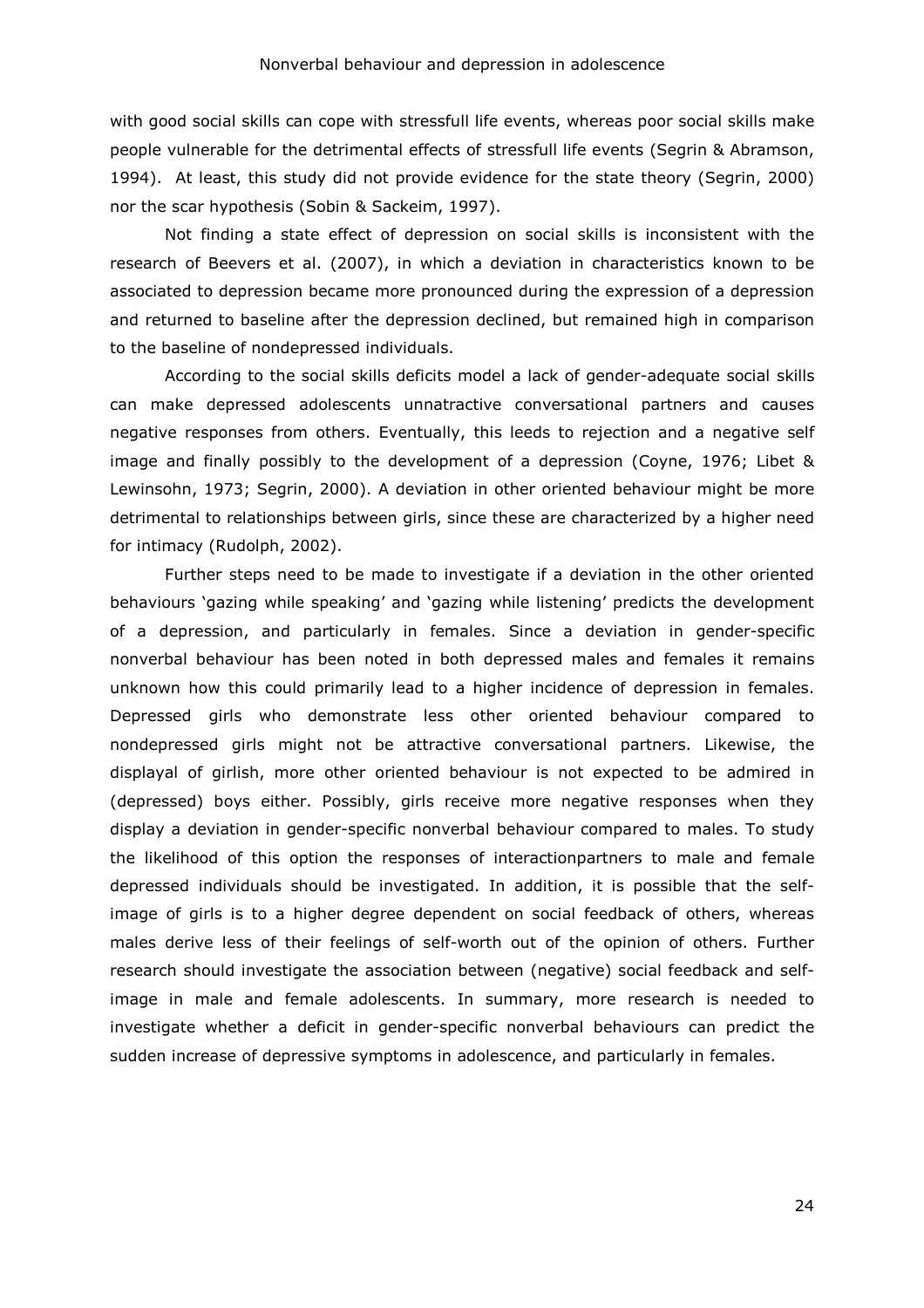with good social skills can cope with stressfull life events, whereas poor social skills make people vulnerable for the detrimental effects of stressfull life events (Segrin & Abramson, 1994). At least, this study did not provide evidence for the state theory (Segrin, 2000) nor the scar hypothesis (Sobin & Sackeim, 1997).

Not finding a state effect of depression on social skills is inconsistent with the research of Beevers et al. (2007), in which a deviation in characteristics known to be associated to depression became more pronounced during the expression of a depression and returned to baseline after the depression declined, but remained high in comparison to the baseline of nondepressed individuals.

According to the social skills deficits model a lack of gender-adequate social skills can make depressed adolescents unnatractive conversational partners and causes negative responses from others. Eventually, this leeds to rejection and a negative self image and finally possibly to the development of a depression (Coyne, 1976; Libet & Lewinsohn, 1973; Segrin, 2000). A deviation in other oriented behaviour might be more detrimental to relationships between girls, since these are characterized by a higher need for intimacy (Rudolph, 2002).

Further steps need to be made to investigate if a deviation in the other oriented behaviours 'gazing while speaking' and 'gazing while listening' predicts the development of a depression, and particularly in females. Since a deviation in gender-specific nonverbal behaviour has been noted in both depressed males and females it remains unknown how this could primarily lead to a higher incidence of depression in females. Depressed girls who demonstrate less other oriented behaviour compared to nondepressed girls might not be attractive conversational partners. Likewise, the displayal of girlish, more other oriented behaviour is not expected to be admired in (depressed) boys either. Possibly, girls receive more negative responses when they display a deviation in gender-specific nonverbal behaviour compared to males. To study the likelihood of this option the responses of interactionpartners to male and female depressed individuals should be investigated. In addition, it is possible that the self-image of girls is to a higher degree dependent on social feedback of others, whereas males derive less of their feelings of self-worth out of the opinion of others. Further research should investigate the association between (negative) social feedback and self-image in male and female adolescents. In summary, more research is needed to investigate whether a deficit in gender-specific nonverbal behaviours can predict the sudden increase of depressive symptoms in adolescence, and particularly in females.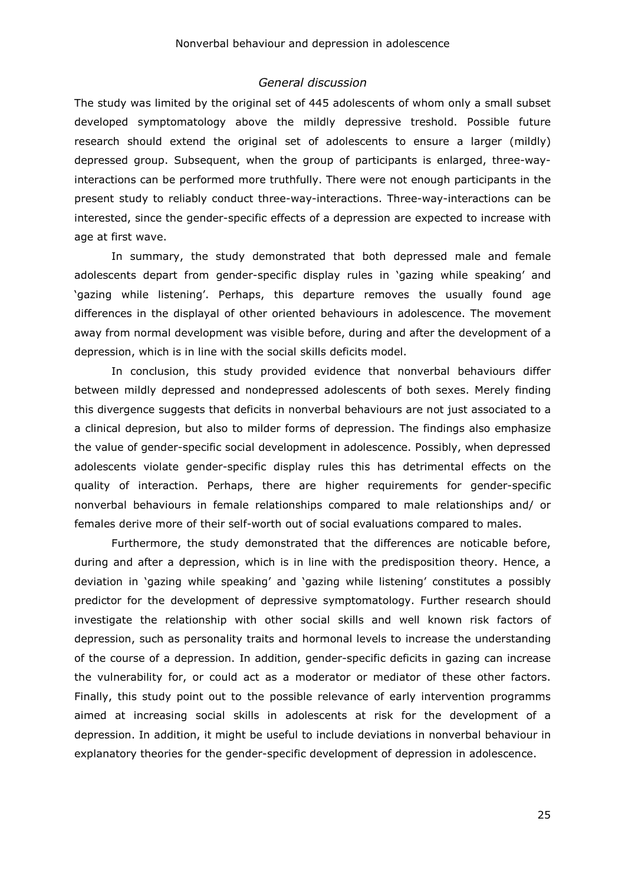## *General discussion*

The study was limited by the original set of 445 adolescents of whom only a small subset developed symptomatology above the mildly depressive treshold. Possible future research should extend the original set of adolescents to ensure a larger (mildly) depressed group. Subsequent, when the group of participants is enlarged, three-way-interactions can be performed more truthfully. There were not enough participants in the present study to reliably conduct three-way-interactions. Three-way-interactions can be interested, since the gender-specific effects of a depression are expected to increase with age at first wave.

In summary, the study demonstrated that both depressed male and female adolescents depart from gender-specific display rules in 'gazing while speaking' and 'gazing while listening'. Perhaps, this departure removes the usually found age differences in the displayal of other oriented behaviours in adolescence. The movement away from normal development was visible before, during and after the development of a depression, which is in line with the social skills deficits model.

In conclusion, this study provided evidence that nonverbal behaviours differ between mildly depressed and nondepressed adolescents of both sexes. Merely finding this divergence suggests that deficits in nonverbal behaviours are not just associated to a a clinical depresion, but also to milder forms of depression. The findings also emphasize the value of gender-specific social development in adolescence. Possibly, when depressed adolescents violate gender-specific display rules this has detrimental effects on the quality of interaction. Perhaps, there are higher requirements for gender-specific nonverbal behaviours in female relationships compared to male relationships and/ or females derive more of their self-worth out of social evaluations compared to males.

Furthermore, the study demonstrated that the differences are noticable before, during and after a depression, which is in line with the predisposition theory. Hence, a deviation in 'gazing while speaking' and 'gazing while listening' constitutes a possibly predictor for the development of depressive symptomatology. Further research should investigate the relationship with other social skills and well known risk factors of depression, such as personality traits and hormonal levels to increase the understanding of the course of a depression. In addition, gender-specific deficits in gazing can increase the vulnerability for, or could act as a moderator or mediator of these other factors. Finally, this study point out to the possible relevance of early intervention programms aimed at increasing social skills in adolescents at risk for the development of a depression. In addition, it might be useful to include deviations in nonverbal behaviour in explanatory theories for the gender-specific development of depression in adolescence.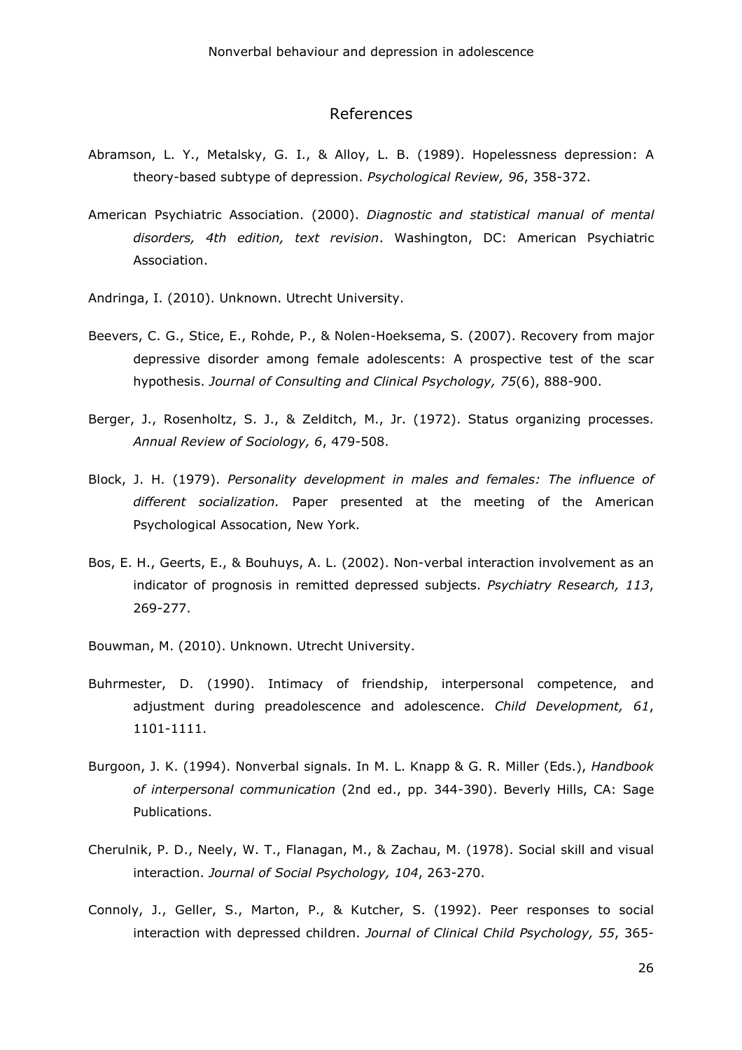## References

Abramson, L. Y., Metalsky, G. I., & Alloy, L. B. (1989). Hopelessness depression: A theory-based subtype of depression. *Psychological Review, 96*, 358-372.

American Psychiatric Association. (2000). *Diagnostic and statistical manual of mental disorders, 4th edition, text revision*. Washington, DC: American Psychiatric Association.

Andringa, I. (2010). Unknown. Utrecht University.

Beevers, C. G., Stice, E., Rohde, P., & Nolen-Hoeksema, S. (2007). Recovery from major depressive disorder among female adolescents: A prospective test of the scar hypothesis. *Journal of Consulting and Clinical Psychology, 75*(6), 888-900.

Berger, J., Rosenholtz, S. J., & Zelditch, M., Jr. (1972). Status organizing processes. *Annual Review of Sociology, 6*, 479-508.

Block, J. H. (1979). *Personality development in males and females: The influence of different socialization.* Paper presented at the meeting of the American Psychological Assocation, New York.

Bos, E. H., Geerts, E., & Bouhuys, A. L. (2002). Non-verbal interaction involvement as an indicator of prognosis in remitted depressed subjects. *Psychiatry Research, 113*, 269-277.

Bouwman, M. (2010). Unknown. Utrecht University.

Buhrmester, D. (1990). Intimacy of friendship, interpersonal competence, and adjustment during preadolescence and adolescence. *Child Development, 61*, 1101-1111.

Burgoon, J. K. (1994). Nonverbal signals. In M. L. Knapp & G. R. Miller (Eds.), *Handbook of interpersonal communication* (2nd ed., pp. 344-390). Beverly Hills, CA: Sage Publications.

Cherulnik, P. D., Neely, W. T., Flanagan, M., & Zachau, M. (1978). Social skill and visual interaction. *Journal of Social Psychology, 104*, 263-270.

Connoly, J., Geller, S., Marton, P., & Kutcher, S. (1992). Peer responses to social interaction with depressed children. *Journal of Clinical Child Psychology, 55*, 365-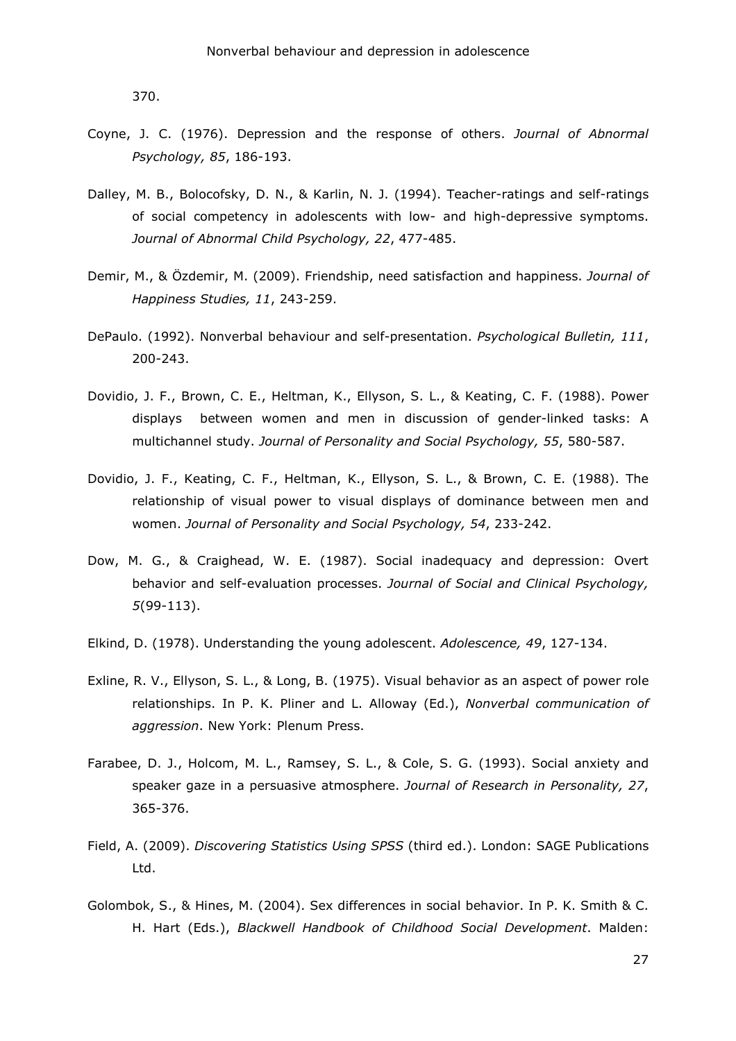370.

Coyne, J. C. (1976). Depression and the response of others. *Journal of Abnormal Psychology, 85*, 186-193.

Dalley, M. B., Bolocofsky, D. N., & Karlin, N. J. (1994). Teacher-ratings and self-ratings of social competency in adolescents with low- and high-depressive symptoms. *Journal of Abnormal Child Psychology, 22*, 477-485.

Demir, M., & Özdemir, M. (2009). Friendship, need satisfaction and happiness. *Journal of Happiness Studies, 11*, 243-259.

DePaulo. (1992). Nonverbal behaviour and self-presentation. *Psychological Bulletin, 111*, 200-243.

Dovidio, J. F., Brown, C. E., Heltman, K., Ellyson, S. L., & Keating, C. F. (1988). Power displays between women and men in discussion of gender-linked tasks: A multichannel study. *Journal of Personality and Social Psychology, 55*, 580-587.

Dovidio, J. F., Keating, C. F., Heltman, K., Ellyson, S. L., & Brown, C. E. (1988). The relationship of visual power to visual displays of dominance between men and women. *Journal of Personality and Social Psychology, 54*, 233-242.

Dow, M. G., & Craighead, W. E. (1987). Social inadequacy and depression: Overt behavior and self-evaluation processes. *Journal of Social and Clinical Psychology, 5*(99-113).

Elkind, D. (1978). Understanding the young adolescent. *Adolescence, 49*, 127-134.

Exline, R. V., Ellyson, S. L., & Long, B. (1975). Visual behavior as an aspect of power role relationships. In P. K. Pliner and L. Alloway (Ed.), *Nonverbal communication of aggression*. New York: Plenum Press.

Farabee, D. J., Holcom, M. L., Ramsey, S. L., & Cole, S. G. (1993). Social anxiety and speaker gaze in a persuasive atmosphere. *Journal of Research in Personality, 27*, 365-376.

Field, A. (2009). *Discovering Statistics Using SPSS* (third ed.). London: SAGE Publications Ltd.

Golombok, S., & Hines, M. (2004). Sex differences in social behavior. In P. K. Smith & C. H. Hart (Eds.), *Blackwell Handbook of Childhood Social Development*. Malden: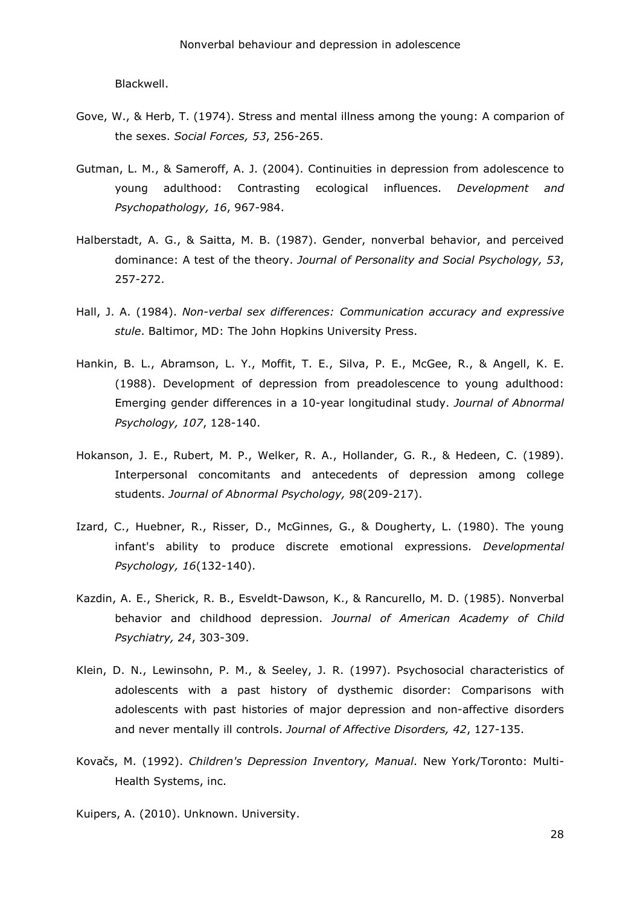Blackwell.

Gove, W., & Herb, T. (1974). Stress and mental illness among the young: A comparion of the sexes. *Social Forces, 53*, 256-265.

Gutman, L. M., & Sameroff, A. J. (2004). Continuities in depression from adolescence to young adulthood: Contrasting ecological influences. *Development and Psychopathology, 16*, 967-984.

Halberstadt, A. G., & Saitta, M. B. (1987). Gender, nonverbal behavior, and perceived dominance: A test of the theory. *Journal of Personality and Social Psychology, 53*, 257-272.

Hall, J. A. (1984). *Non-verbal sex differences: Communication accuracy and expressive stule*. Baltimor, MD: The John Hopkins University Press.

Hankin, B. L., Abramson, L. Y., Moffit, T. E., Silva, P. E., McGee, R., & Angell, K. E. (1988). Development of depression from preadolescence to young adulthood: Emerging gender differences in a 10-year longitudinal study. *Journal of Abnormal Psychology, 107*, 128-140.

Hokanson, J. E., Rubert, M. P., Welker, R. A., Hollander, G. R., & Hedeen, C. (1989). Interpersonal concomitants and antecedents of depression among college students. *Journal of Abnormal Psychology, 98*(209-217).

Izard, C., Huebner, R., Risser, D., McGinnes, G., & Dougherty, L. (1980). The young infant's ability to produce discrete emotional expressions. *Developmental Psychology, 16*(132-140).

Kazdin, A. E., Sherick, R. B., Esveldt-Dawson, K., & Rancurello, M. D. (1985). Nonverbal behavior and childhood depression. *Journal of American Academy of Child Psychiatry, 24*, 303-309.

Klein, D. N., Lewinsohn, P. M., & Seeley, J. R. (1997). Psychosocial characteristics of adolescents with a past history of dysthemic disorder: Comparisons with adolescents with past histories of major depression and non-affective disorders and never mentally ill controls. *Journal of Affective Disorders, 42*, 127-135.

Kovačs, M. (1992). *Children's Depression Inventory, Manual*. New York/Toronto: Multi-Health Systems, inc.

Kuipers, A. (2010). Unknown. University.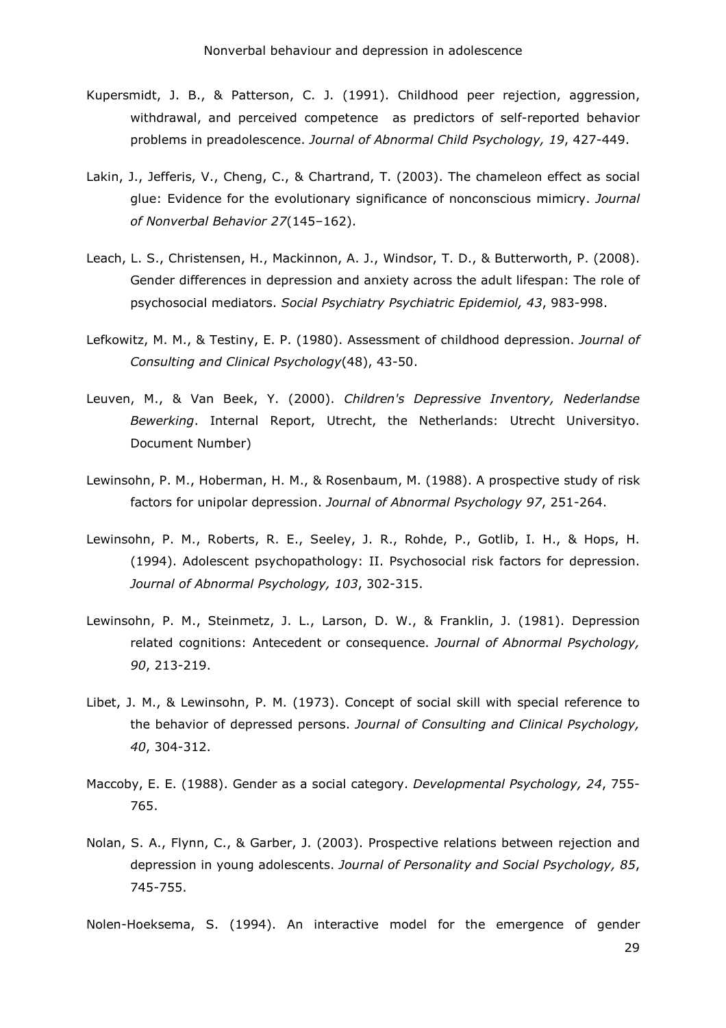Kupersmidt, J. B., & Patterson, C. J. (1991). Childhood peer rejection, aggression, withdrawal, and perceived competence as predictors of self-reported behavior problems in preadolescence. *Journal of Abnormal Child Psychology, 19*, 427-449.

Lakin, J., Jefferis, V., Cheng, C., & Chartrand, T. (2003). The chameleon effect as social glue: Evidence for the evolutionary significance of nonconscious mimicry. *Journal of Nonverbal Behavior 27*(145–162).

Leach, L. S., Christensen, H., Mackinnon, A. J., Windsor, T. D., & Butterworth, P. (2008). Gender differences in depression and anxiety across the adult lifespan: The role of psychosocial mediators. *Social Psychiatry Psychiatric Epidemiol, 43*, 983-998.

Lefkowitz, M. M., & Testiny, E. P. (1980). Assessment of childhood depression. *Journal of Consulting and Clinical Psychology*(48), 43-50.

Leuven, M., & Van Beek, Y. (2000). *Children's Depressive Inventory, Nederlandse Bewerking*. Internal Report, Utrecht, the Netherlands: Utrecht Universityo. Document Number)

Lewinsohn, P. M., Hoberman, H. M., & Rosenbaum, M. (1988). A prospective study of risk factors for unipolar depression. *Journal of Abnormal Psychology 97*, 251-264.

Lewinsohn, P. M., Roberts, R. E., Seeley, J. R., Rohde, P., Gotlib, I. H., & Hops, H. (1994). Adolescent psychopathology: II. Psychosocial risk factors for depression. *Journal of Abnormal Psychology, 103*, 302-315.

Lewinsohn, P. M., Steinmetz, J. L., Larson, D. W., & Franklin, J. (1981). Depression related cognitions: Antecedent or consequence. *Journal of Abnormal Psychology, 90*, 213-219.

Libet, J. M., & Lewinsohn, P. M. (1973). Concept of social skill with special reference to the behavior of depressed persons. *Journal of Consulting and Clinical Psychology, 40*, 304-312.

Maccoby, E. E. (1988). Gender as a social category. *Developmental Psychology, 24*, 755-765.

Nolan, S. A., Flynn, C., & Garber, J. (2003). Prospective relations between rejection and depression in young adolescents. *Journal of Personality and Social Psychology, 85*, 745-755.

Nolen-Hoeksema, S. (1994). An interactive model for the emergence of gender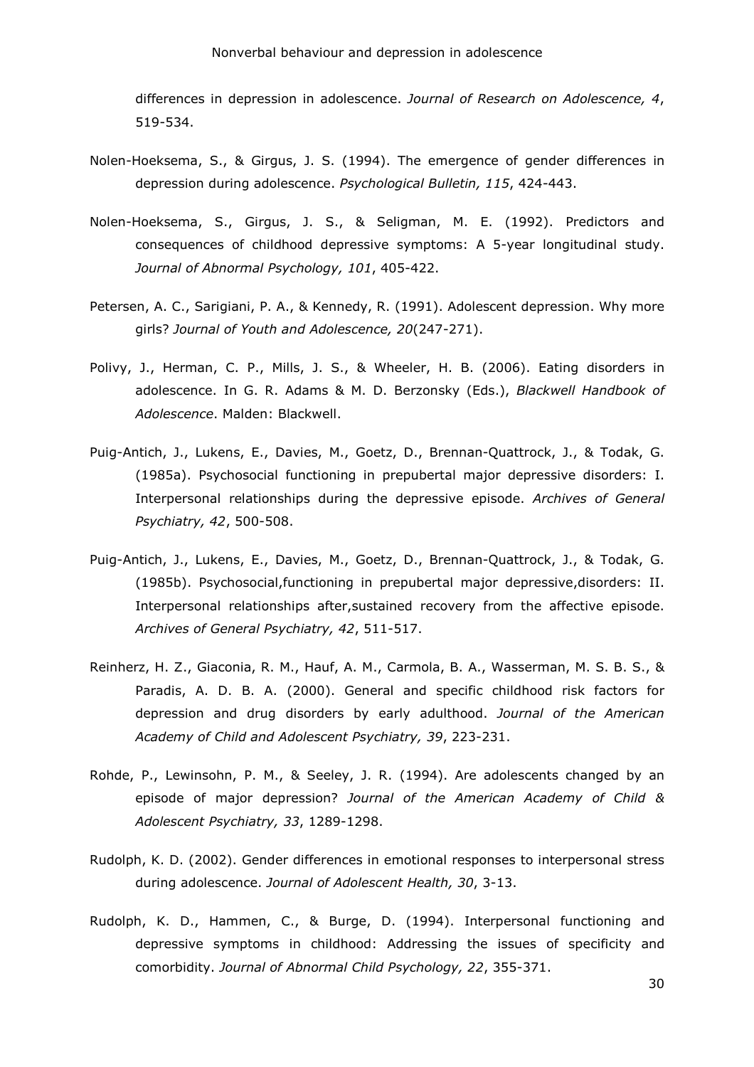differences in depression in adolescence. *Journal of Research on Adolescence, 4*, 519-534.

Nolen-Hoeksema, S., & Girgus, J. S. (1994). The emergence of gender differences in depression during adolescence. *Psychological Bulletin, 115*, 424-443.

Nolen-Hoeksema, S., Girgus, J. S., & Seligman, M. E. (1992). Predictors and consequences of childhood depressive symptoms: A 5-year longitudinal study. *Journal of Abnormal Psychology, 101*, 405-422.

Petersen, A. C., Sarigiani, P. A., & Kennedy, R. (1991). Adolescent depression. Why more girls? *Journal of Youth and Adolescence, 20*(247-271).

Polivy, J., Herman, C. P., Mills, J. S., & Wheeler, H. B. (2006). Eating disorders in adolescence. In G. R. Adams & M. D. Berzonsky (Eds.), *Blackwell Handbook of Adolescence*. Malden: Blackwell.

Puig-Antich, J., Lukens, E., Davies, M., Goetz, D., Brennan-Quattrock, J., & Todak, G. (1985a). Psychosocial functioning in prepubertal major depressive disorders: I. Interpersonal relationships during the depressive episode. *Archives of General Psychiatry, 42*, 500-508.

Puig-Antich, J., Lukens, E., Davies, M., Goetz, D., Brennan-Quattrock, J., & Todak, G. (1985b). Psychosocial,functioning in prepubertal major depressive,disorders: II. Interpersonal relationships after,sustained recovery from the affective episode. *Archives of General Psychiatry, 42*, 511-517.

Reinherz, H. Z., Giaconia, R. M., Hauf, A. M., Carmola, B. A., Wasserman, M. S. B. S., & Paradis, A. D. B. A. (2000). General and specific childhood risk factors for depression and drug disorders by early adulthood. *Journal of the American Academy of Child and Adolescent Psychiatry, 39*, 223-231.

Rohde, P., Lewinsohn, P. M., & Seeley, J. R. (1994). Are adolescents changed by an episode of major depression? *Journal of the American Academy of Child & Adolescent Psychiatry, 33*, 1289-1298.

Rudolph, K. D. (2002). Gender differences in emotional responses to interpersonal stress during adolescence. *Journal of Adolescent Health, 30*, 3-13.

Rudolph, K. D., Hammen, C., & Burge, D. (1994). Interpersonal functioning and depressive symptoms in childhood: Addressing the issues of specificity and comorbidity. *Journal of Abnormal Child Psychology, 22*, 355-371.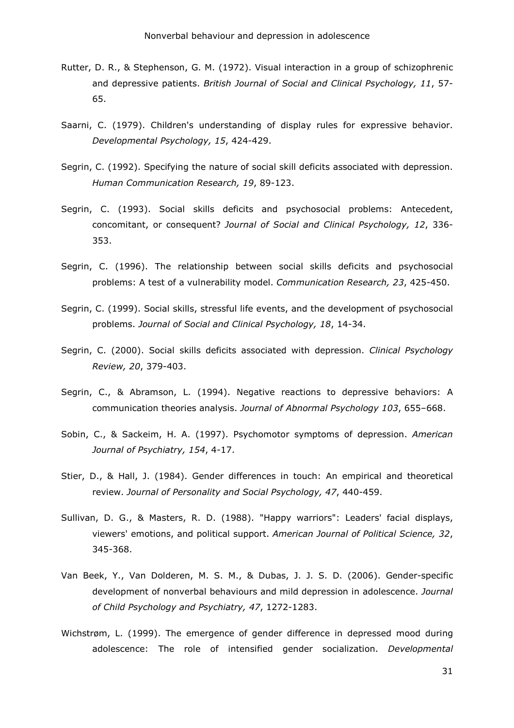Rutter, D. R., & Stephenson, G. M. (1972). Visual interaction in a group of schizophrenic and depressive patients. *British Journal of Social and Clinical Psychology, 11*, 57-65.

Saarni, C. (1979). Children's understanding of display rules for expressive behavior. *Developmental Psychology, 15*, 424-429.

Segrin, C. (1992). Specifying the nature of social skill deficits associated with depression. *Human Communication Research, 19*, 89-123.

Segrin, C. (1993). Social skills deficits and psychosocial problems: Antecedent, concomitant, or consequent? *Journal of Social and Clinical Psychology, 12*, 336-353.

Segrin, C. (1996). The relationship between social skills deficits and psychosocial problems: A test of a vulnerability model. *Communication Research, 23*, 425-450.

Segrin, C. (1999). Social skills, stressful life events, and the development of psychosocial problems. *Journal of Social and Clinical Psychology, 18*, 14-34.

Segrin, C. (2000). Social skills deficits associated with depression. *Clinical Psychology Review, 20*, 379-403.

Segrin, C., & Abramson, L. (1994). Negative reactions to depressive behaviors: A communication theories analysis. *Journal of Abnormal Psychology 103*, 655–668.

Sobin, C., & Sackeim, H. A. (1997). Psychomotor symptoms of depression. *American Journal of Psychiatry, 154*, 4-17.

Stier, D., & Hall, J. (1984). Gender differences in touch: An empirical and theoretical review. *Journal of Personality and Social Psychology, 47*, 440-459.

Sullivan, D. G., & Masters, R. D. (1988). "Happy warriors": Leaders' facial displays, viewers' emotions, and political support. *American Journal of Political Science, 32*, 345-368.

Van Beek, Y., Van Dolderen, M. S. M., & Dubas, J. J. S. D. (2006). Gender-specific development of nonverbal behaviours and mild depression in adolescence. *Journal of Child Psychology and Psychiatry, 47*, 1272-1283.

Wichstrøm, L. (1999). The emergence of gender difference in depressed mood during adolescence: The role of intensified gender socialization. *Developmental*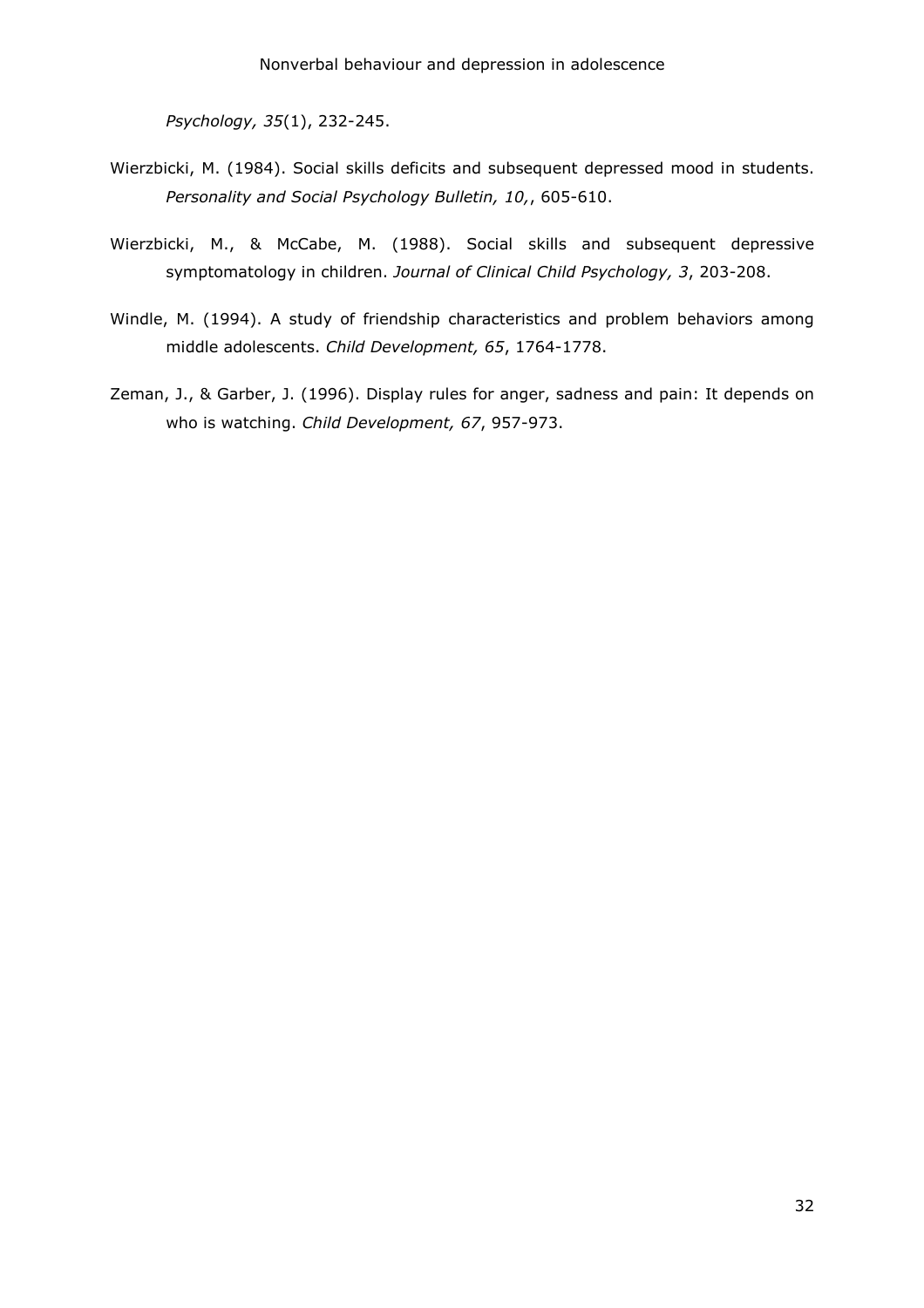*Psychology, 35*(1), 232-245.

Wierzbicki, M. (1984). Social skills deficits and subsequent depressed mood in students. *Personality and Social Psychology Bulletin, 10,*, 605-610.

Wierzbicki, M., & McCabe, M. (1988). Social skills and subsequent depressive symptomatology in children. *Journal of Clinical Child Psychology, 3*, 203-208.

Windle, M. (1994). A study of friendship characteristics and problem behaviors among middle adolescents. *Child Development, 65*, 1764-1778.

Zeman, J., & Garber, J. (1996). Display rules for anger, sadness and pain: It depends on who is watching. *Child Development, 67*, 957-973.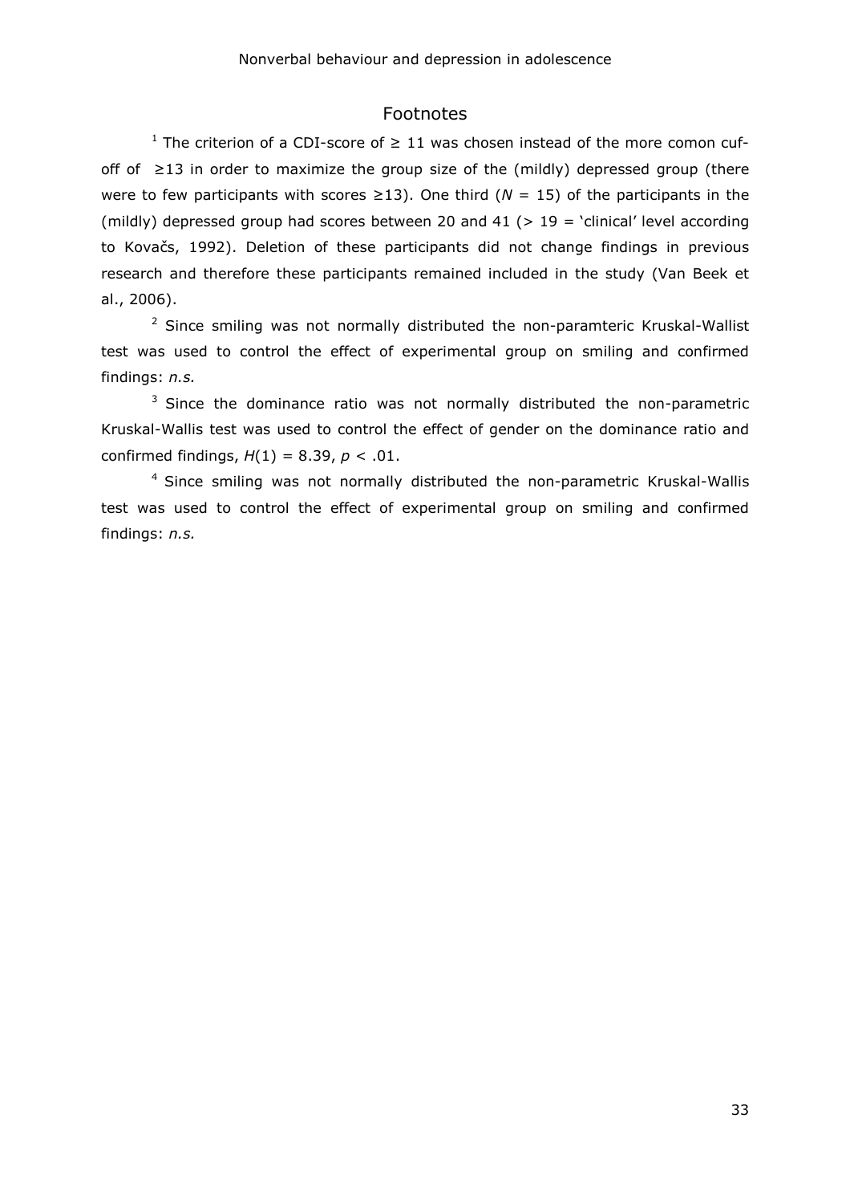## Footnotes

[1] The criterion of a CDI-score of ≥ 11 was chosen instead of the more comon cuf-off of ≥13 in order to maximize the group size of the (mildly) depressed group (there were to few participants with scores ≥13). One third (*N* = 15) of the participants in the (mildly) depressed group had scores between 20 and 41 (> 19 = 'clinical' level according to Kovačs, 1992). Deletion of these participants did not change findings in previous research and therefore these participants remained included in the study (Van Beek et al., 2006).

[2] Since smiling was not normally distributed the non-paramteric Kruskal-Wallist test was used to control the effect of experimental group on smiling and confirmed findings: *n.s.*

[3] Since the dominance ratio was not normally distributed the non-parametric Kruskal-Wallis test was used to control the effect of gender on the dominance ratio and confirmed findings, $H(1) = 8.39$, $p < .01$.

[4] Since smiling was not normally distributed the non-parametric Kruskal-Wallis test was used to control the effect of experimental group on smiling and confirmed findings: *n.s.*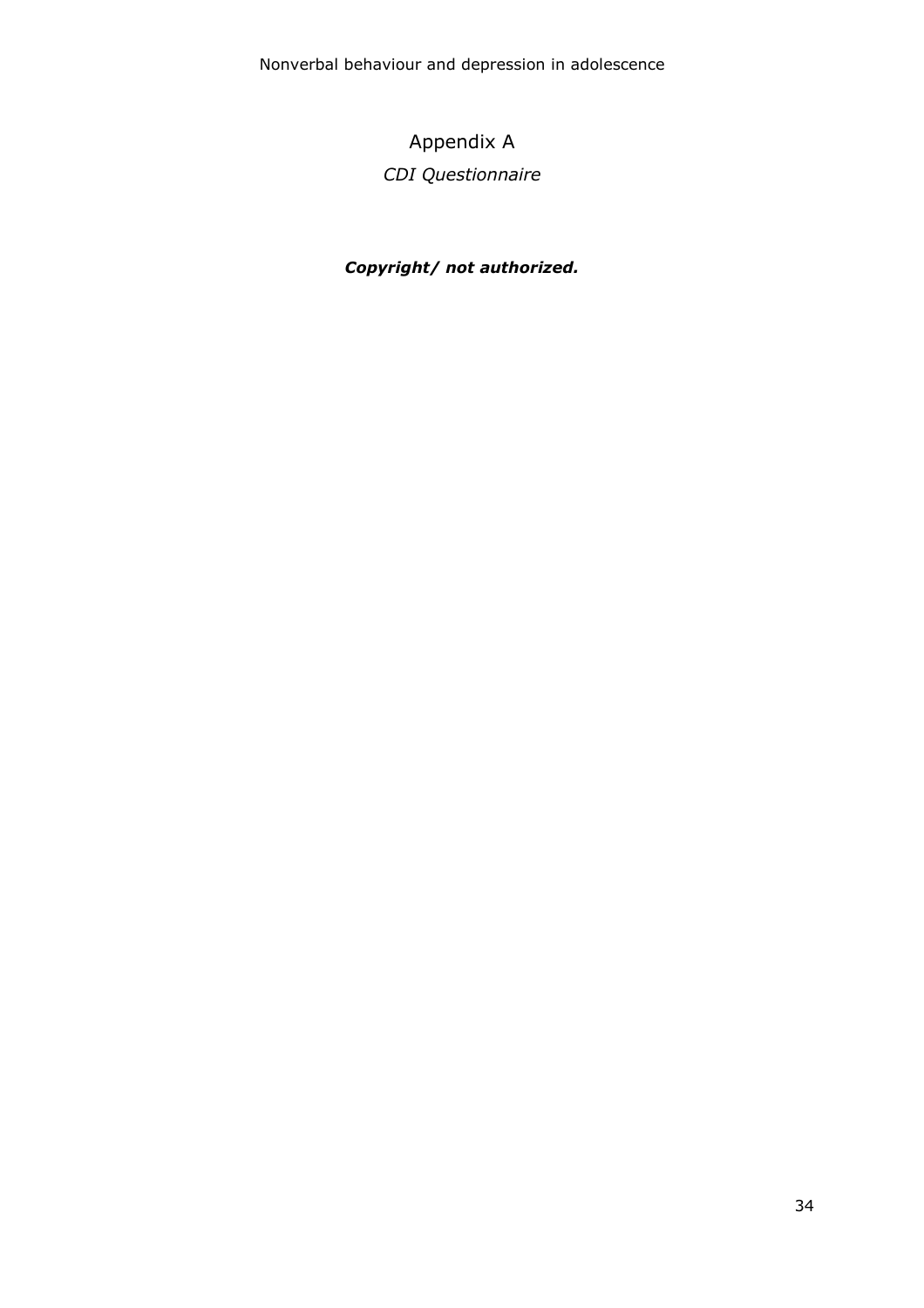# Appendix A

*CDI Questionnaire*

***Copyright/ not authorized.***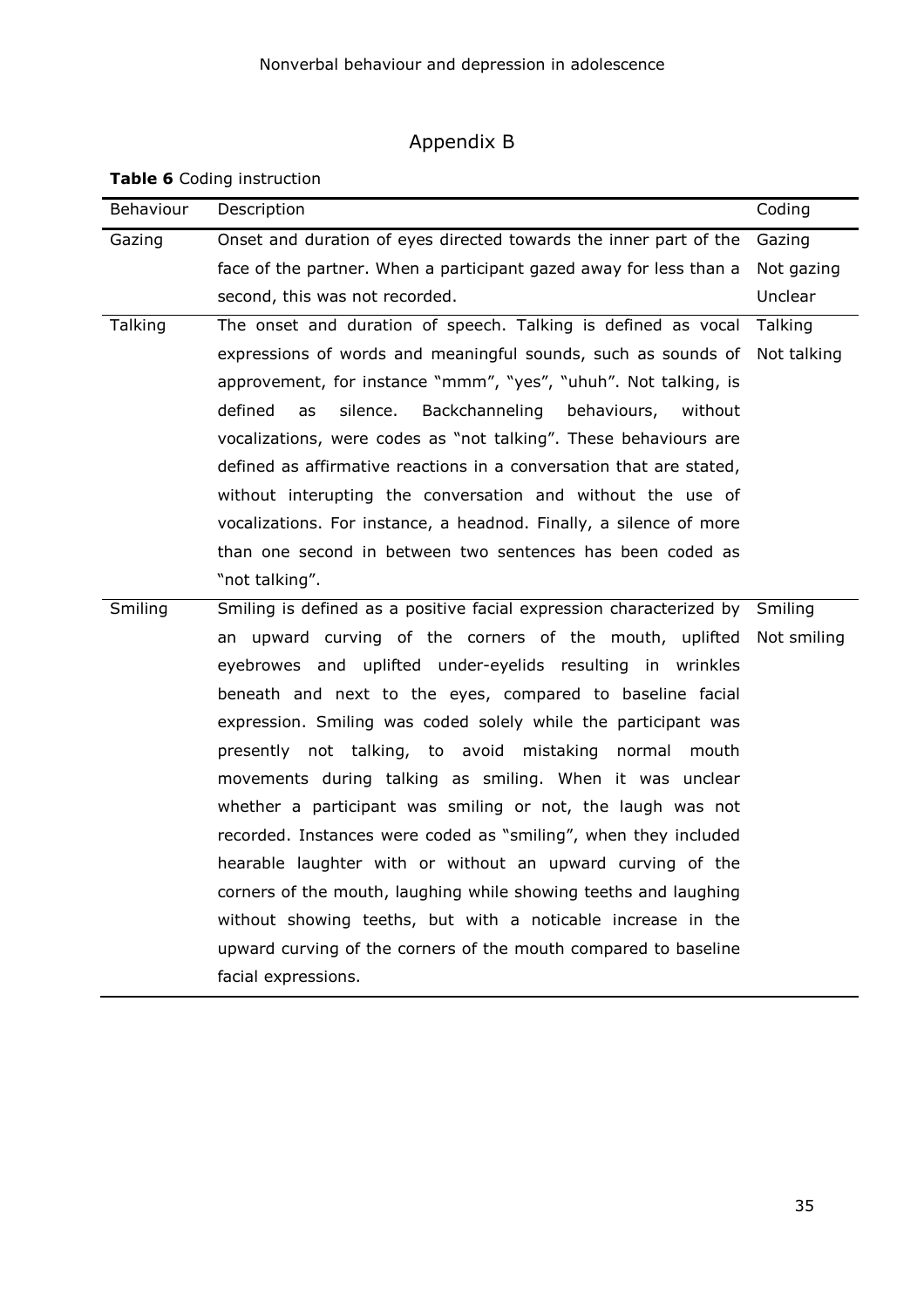# Appendix B

**Table 6** Coding instruction

| Behaviour | Description | Coding |
|---|---|---|
| Gazing | Onset and duration of eyes directed towards the inner part of the face of the partner. When a participant gazed away for less than a second, this was not recorded. | Gazing<br>Not gazing<br>Unclear |
| Talking | The onset and duration of speech. Talking is defined as vocal expressions of words and meaningful sounds, such as sounds of approvement, for instance "mmm", "yes", "uhuh". Not talking, is defined as silence. Backchanneling behaviours, without vocalizations, were codes as "not talking". These behaviours are defined as affirmative reactions in a conversation that are stated, without interupting the conversation and without the use of vocalizations. For instance, a headnod. Finally, a silence of more than one second in between two sentences has been coded as "not talking". | Talking<br>Not talking |
| Smiling | Smiling is defined as a positive facial expression characterized by an upward curving of the corners of the mouth, uplifted eyebrowes and uplifted under-eyelids resulting in wrinkles beneath and next to the eyes, compared to baseline facial expression. Smiling was coded solely while the participant was presently not talking, to avoid mistaking normal mouth movements during talking as smiling. When it was unclear whether a participant was smiling or not, the laugh was not recorded. Instances were coded as "smiling", when they included hearable laughter with or without an upward curving of the corners of the mouth, laughing while showing teeths and laughing without showing teeths, but with a noticable increase in the upward curving of the corners of the mouth compared to baseline facial expressions. | Smiling<br>Not smiling |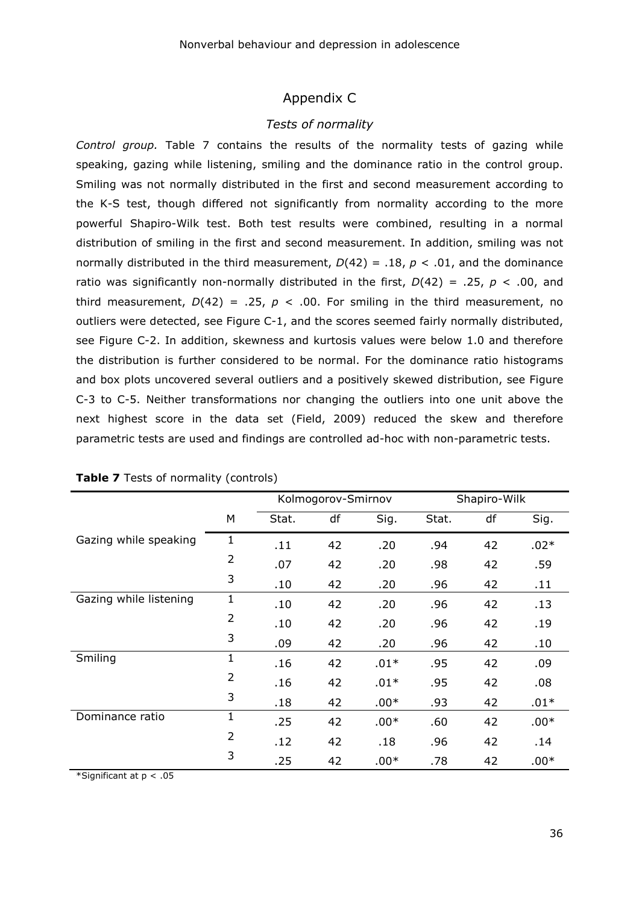# Appendix C

## *Tests of normality*

*Control group.* Table 7 contains the results of the normality tests of gazing while speaking, gazing while listening, smiling and the dominance ratio in the control group. Smiling was not normally distributed in the first and second measurement according to the K-S test, though differed not significantly from normality according to the more powerful Shapiro-Wilk test. Both test results were combined, resulting in a normal distribution of smiling in the first and second measurement. In addition, smiling was not normally distributed in the third measurement, $D(42) = .18$, $p < .01$, and the dominance ratio was significantly non-normally distributed in the first, $D(42) = .25$, $p < .00$, and third measurement, $D(42) = .25$, $p < .00$. For smiling in the third measurement, no outliers were detected, see Figure C-1, and the scores seemed fairly normally distributed, see Figure C-2. In addition, skewness and kurtosis values were below 1.0 and therefore the distribution is further considered to be normal. For the dominance ratio histograms and box plots uncovered several outliers and a positively skewed distribution, see Figure C-3 to C-5. Neither transformations nor changing the outliers into one unit above the next highest score in the data set (Field, 2009) reduced the skew and therefore parametric tests are used and findings are controlled ad-hoc with non-parametric tests.

**Table 7** Tests of normality (controls)

| | | Kolmogorov-Smirnov | | | Shapiro-Wilk | | |
|---|---|---|---|---|---|---|---|
| | M | Stat. | df | Sig. | Stat. | df | Sig. |
| Gazing while speaking | 1 | .11 | 42 | .20 | .94 | 42 | .02* |
| | 2 | .07 | 42 | .20 | .98 | 42 | .59 |
| | 3 | .10 | 42 | .20 | .96 | 42 | .11 |
| Gazing while listening | 1 | .10 | 42 | .20 | .96 | 42 | .13 |
| | 2 | .10 | 42 | .20 | .96 | 42 | .19 |
| | 3 | .09 | 42 | .20 | .96 | 42 | .10 |
| Smiling | 1 | .16 | 42 | .01* | .95 | 42 | .09 |
| | 2 | .16 | 42 | .01* | .95 | 42 | .08 |
| | 3 | .18 | 42 | .00* | .93 | 42 | .01* |
| Dominance ratio | 1 | .25 | 42 | .00* | .60 | 42 | .00* |
| | 2 | .12 | 42 | .18 | .96 | 42 | .14 |
| | 3 | .25 | 42 | .00* | .78 | 42 | .00* |

*Significant at $p < .05$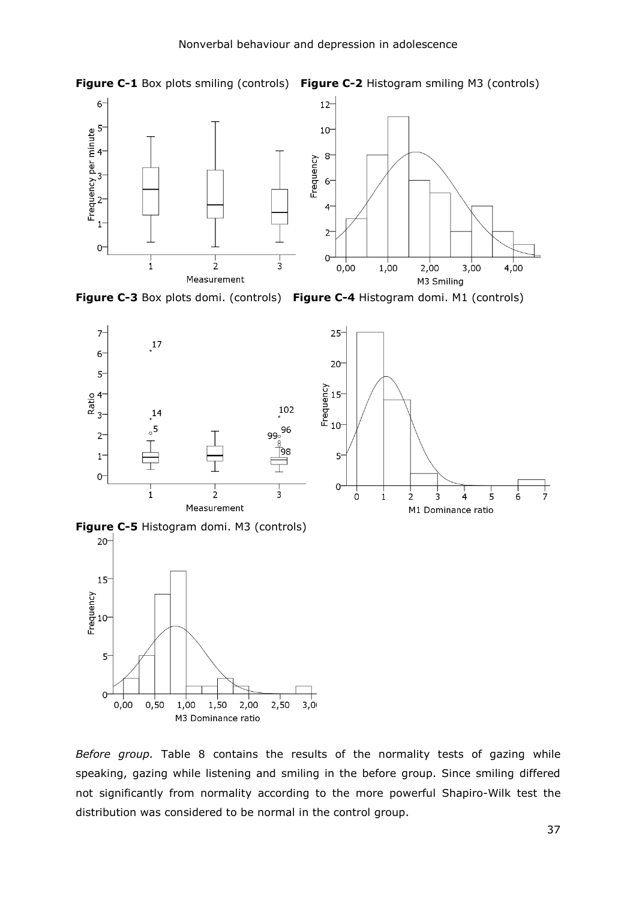**Figure C-1** Box plots smiling (controls) **Figure C-2** Histogram smiling M3 (controls)

**Figure C-3** Box plots domi. (controls) **Figure C-4** Histogram domi. M1 (controls)

**Figure C-5** Histogram domi. M3 (controls)

*Before group.* Table 8 contains the results of the normality tests of gazing while speaking, gazing while listening and smiling in the before group. Since smiling differed not significantly from normality according to the more powerful Shapiro-Wilk test the distribution was considered to be normal in the control group.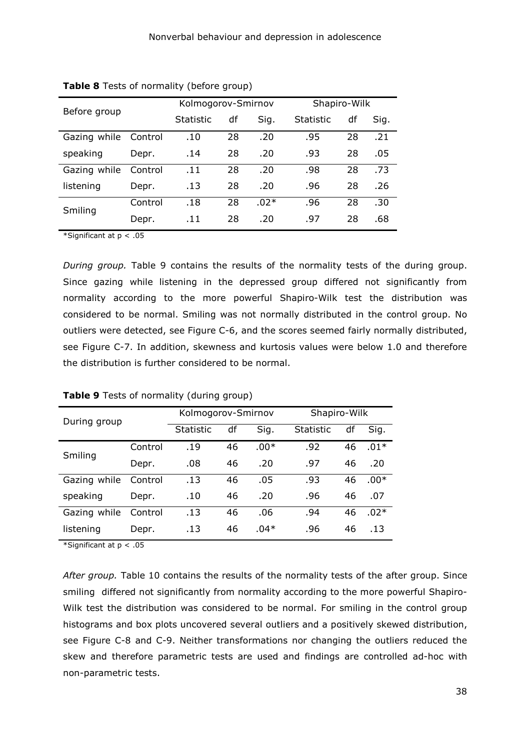**Table 8** Tests of normality (before group)

| Before group | | Kolmogorov-Smirnov | | | Shapiro-Wilk | | |
|---|---|---|---|---|---|---|---|
| | | Statistic | df | Sig. | Statistic | df | Sig. |
| Gazing while speaking | Control | .10 | 28 | .20 | .95 | 28 | .21 |
| | Depr. | .14 | 28 | .20 | .93 | 28 | .05 |
| Gazing while listening | Control | .11 | 28 | .20 | .98 | 28 | .73 |
| | Depr. | .13 | 28 | .20 | .96 | 28 | .26 |
| Smiling | Control | .18 | 28 | .02* | .96 | 28 | .30 |
| | Depr. | .11 | 28 | .20 | .97 | 28 | .68 |

*Significant at $p < .05$

*During group.* Table 9 contains the results of the normality tests of the during group. Since gazing while listening in the depressed group differed not significantly from normality according to the more powerful Shapiro-Wilk test the distribution was considered to be normal. Smiling was not normally distributed in the control group. No outliers were detected, see Figure C-6, and the scores seemed fairly normally distributed, see Figure C-7. In addition, skewness and kurtosis values were below 1.0 and therefore the distribution is further considered to be normal.

**Table 9** Tests of normality (during group)

| During group | | Kolmogorov-Smirnov | | | Shapiro-Wilk | | |
|---|---|---|---|---|---|---|---|
| | | Statistic | df | Sig. | Statistic | df | Sig. |
| Smiling | Control | .19 | 46 | .00* | .92 | 46 | .01* |
| | Depr. | .08 | 46 | .20 | .97 | 46 | .20 |
| Gazing while speaking | Control | .13 | 46 | .05 | .93 | 46 | .00* |
| | Depr. | .10 | 46 | .20 | .96 | 46 | .07 |
| Gazing while listening | Control | .13 | 46 | .06 | .94 | 46 | .02* |
| | Depr. | .13 | 46 | .04* | .96 | 46 | .13 |

*Significant at $p < .05$

*After group.* Table 10 contains the results of the normality tests of the after group. Since smiling differed not significantly from normality according to the more powerful Shapiro-Wilk test the distribution was considered to be normal. For smiling in the control group histograms and box plots uncovered several outliers and a positively skewed distribution, see Figure C-8 and C-9. Neither transformations nor changing the outliers reduced the skew and therefore parametric tests are used and findings are controlled ad-hoc with non-parametric tests.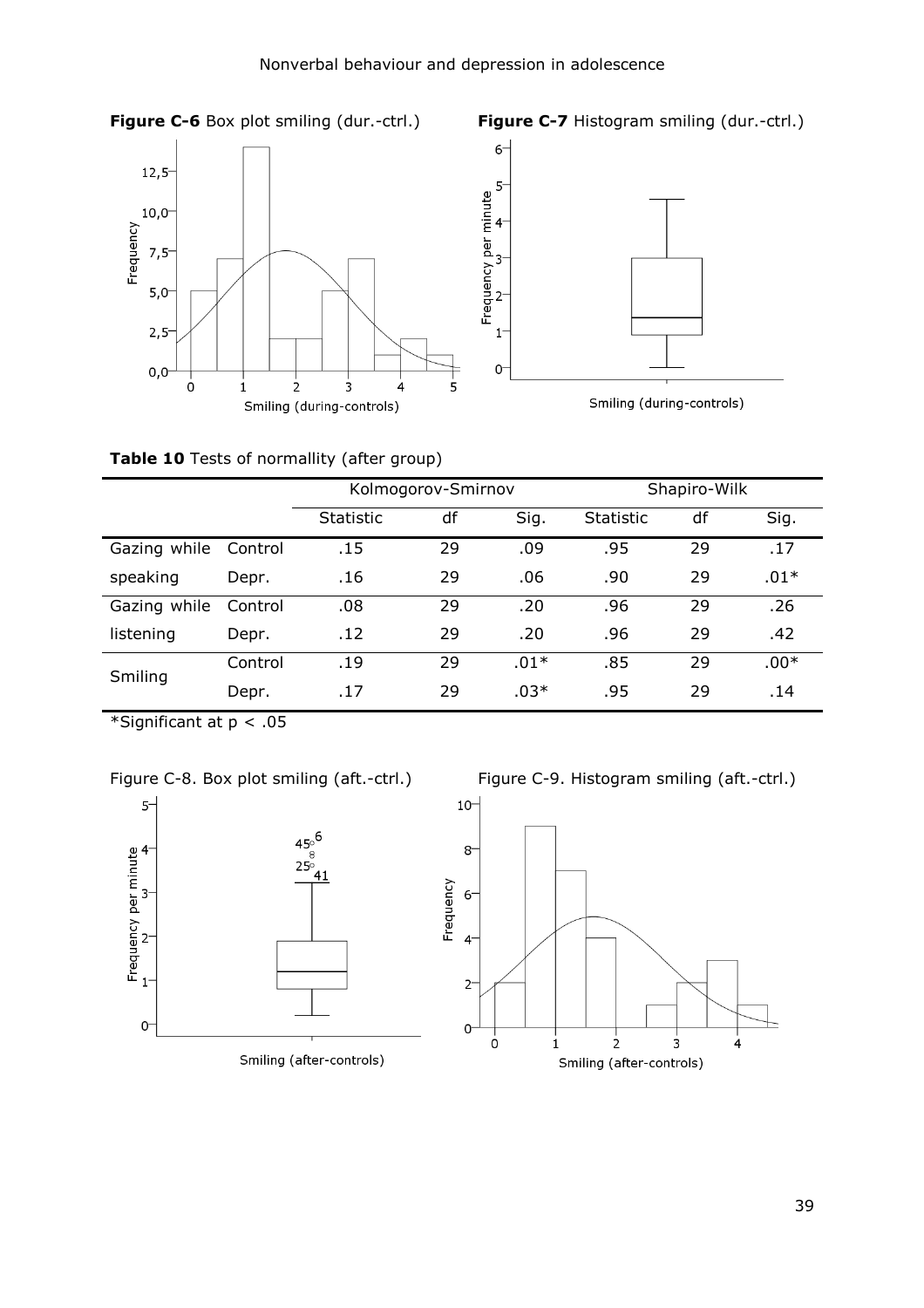**Figure C-6** Box plot smiling (dur.-ctrl.)

**Figure C-7** Histogram smiling (dur.-ctrl.)

**Table 10** Tests of normallity (after group)

| | | Kolmogorov-Smirnov | | | Shapiro-Wilk | | |
|---|---|---|---|---|---|---|---|
| | | Statistic | df | Sig. | Statistic | df | Sig. |
| Gazing while speaking | Control | .15 | 29 | .09 | .95 | 29 | .17 |
| | Depr. | .16 | 29 | .06 | .90 | 29 | .01* |
| Gazing while listening | Control | .08 | 29 | .20 | .96 | 29 | .26 |
| | Depr. | .12 | 29 | .20 | .96 | 29 | .42 |
| Smiling | Control | .19 | 29 | .01* | .85 | 29 | .00* |
| | Depr. | .17 | 29 | .03* | .95 | 29 | .14 |

*Significant at p < .05

Figure C-8. Box plot smiling (aft.-ctrl.)

Figure C-9. Histogram smiling (aft.-ctrl.)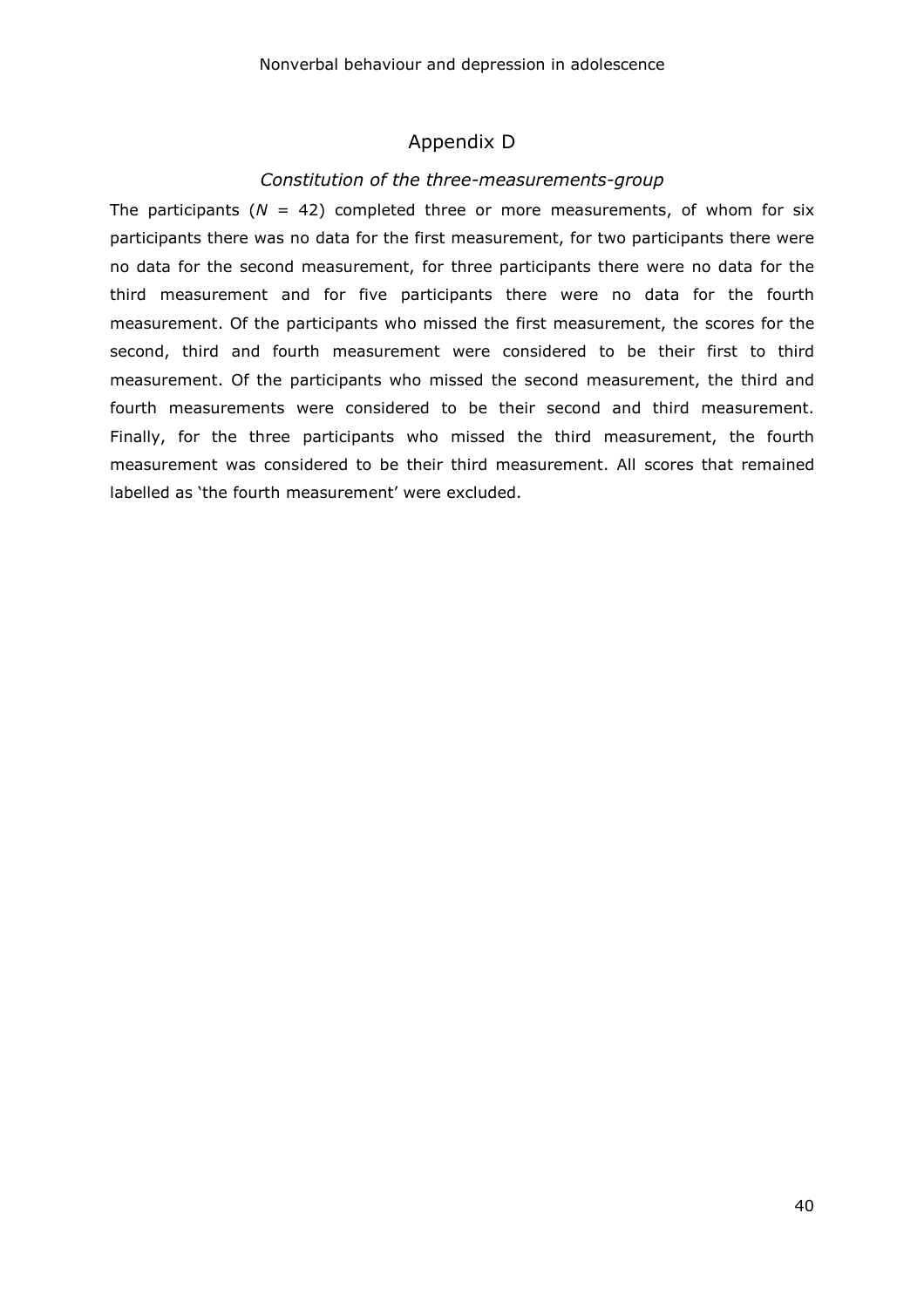# Appendix D

## *Constitution of the three-measurements-group*

The participants ($N$ = 42) completed three or more measurements, of whom for six participants there was no data for the first measurement, for two participants there were no data for the second measurement, for three participants there were no data for the third measurement and for five participants there were no data for the fourth measurement. Of the participants who missed the first measurement, the scores for the second, third and fourth measurement were considered to be their first to third measurement. Of the participants who missed the second measurement, the third and fourth measurements were considered to be their second and third measurement. Finally, for the three participants who missed the third measurement, the fourth measurement was considered to be their third measurement. All scores that remained labelled as 'the fourth measurement' were excluded.